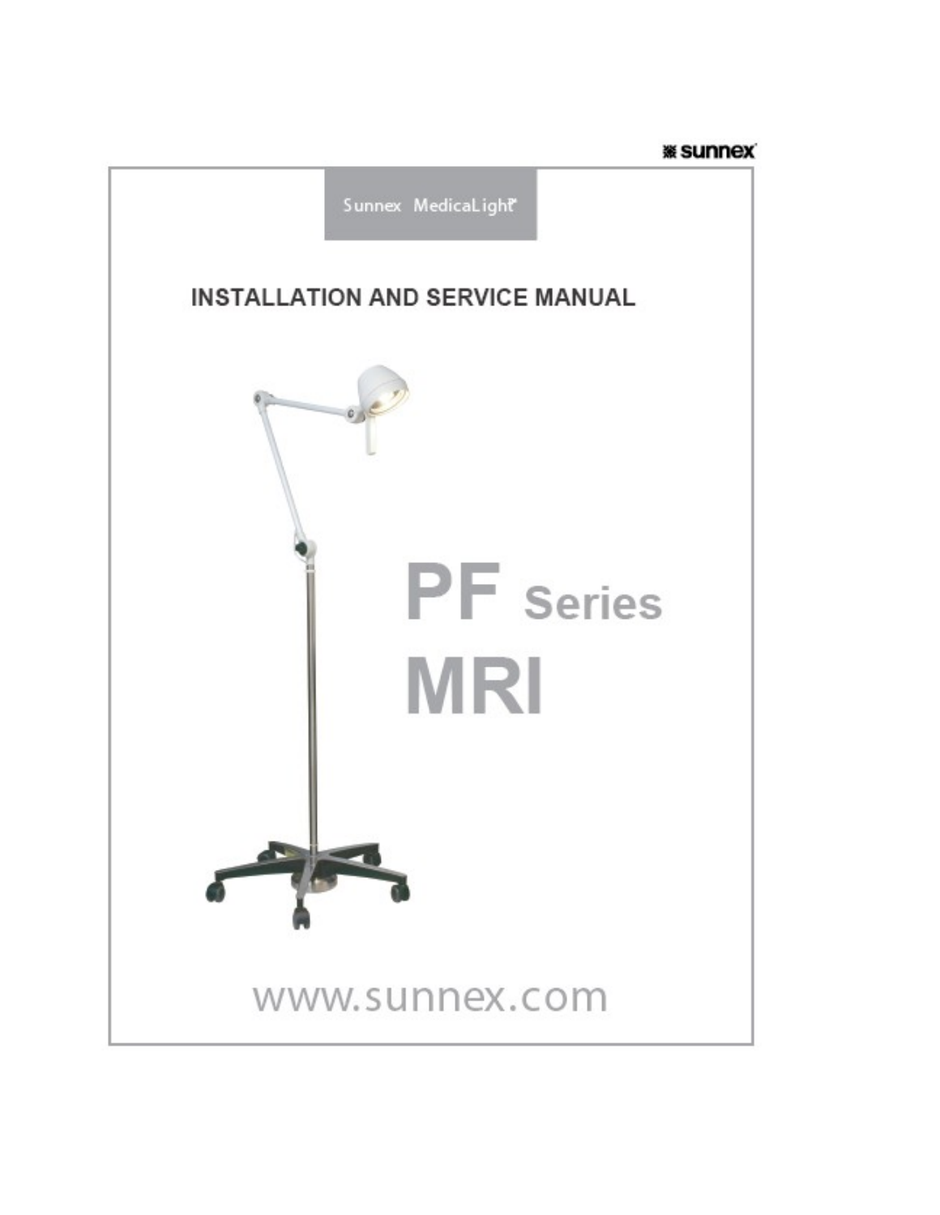sunnex

Sunnex MedicaLight

# INSTALLATION AND SERVICE MANUAL

# PF Series MRI

www.sunnex.com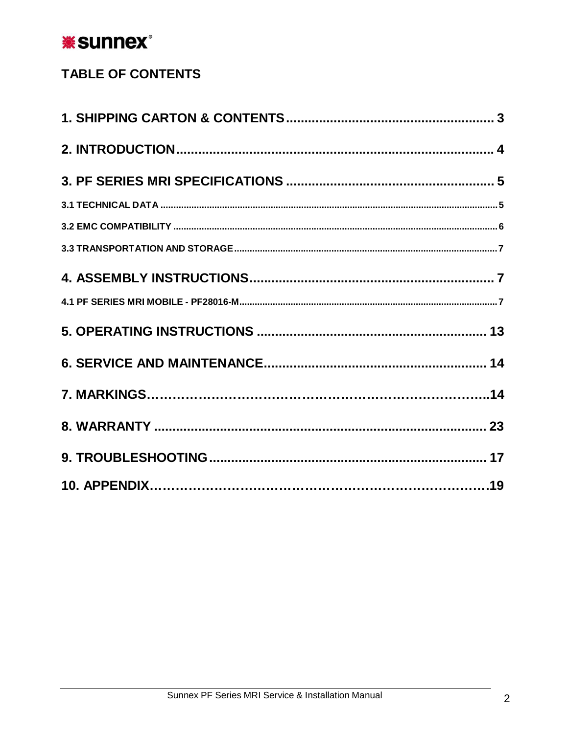## TABLE OF CONTENTS

**1. SHIPPING CARTON & CONTENTS........................................................ 3**

**2. INTRODUCTION...................................................................................... 4**

**3. PF SERIES MRI SPECIFICATIONS ........................................................ 5**

3.1 TECHNICAL DATA ........................................................................................................ 5

3.2 EMC COMPATIBILITY ................................................................................................... 6

3.3 TRANSPORTATION AND STORAGE ............................................................................ 7

**4. ASSEMBLY INSTRUCTIONS.................................................................. 7**

4.1 PF SERIES MRI MOBILE - PF28016-M.......................................................................... 7

**5. OPERATING INSTRUCTIONS .............................................................. 13**

**6. SERVICE AND MAINTENANCE............................................................ 14**

**7. MARKINGS………………………………………………………………..14**

**8. WARRANTY ......................................................................................... 23**

**9. TROUBLESHOOTING........................................................................... 17**

**10. APPENDIX……………………………………………………………….19**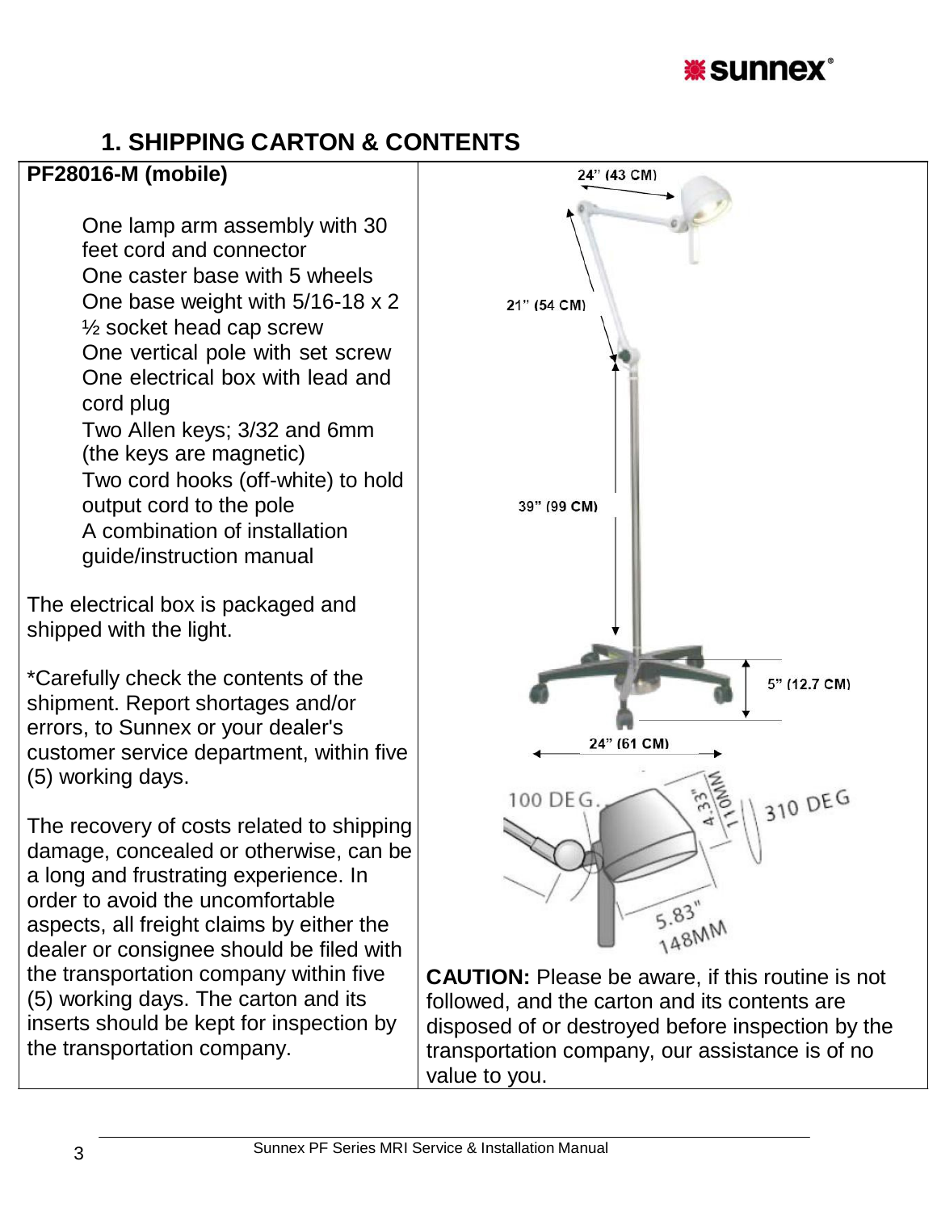## 1. SHIPPING CARTON & CONTENTS

**PF28016-M (mobile)**

One lamp arm assembly with 30 feet cord and connector
One caster base with 5 wheels
One base weight with 5/16-18 x 2 ½ socket head cap screw
One vertical pole with set screw
One electrical box with lead and cord plug
Two Allen keys; 3/32 and 6mm (the keys are magnetic)
Two cord hooks (off-white) to hold output cord to the pole
A combination of installation guide/instruction manual

The electrical box is packaged and shipped with the light.

*Carefully check the contents of the shipment. Report shortages and/or errors, to Sunnex or your dealer's customer service department, within five (5) working days.

The recovery of costs related to shipping damage, concealed or otherwise, can be a long and frustrating experience. In order to avoid the uncomfortable aspects, all freight claims by either the dealer or consignee should be filed with the transportation company within five (5) working days. The carton and its inserts should be kept for inspection by the transportation company.

24" (43 CM)
21" (54 CM)
39" (99 CM)
5" (12.7 CM)
24" (61 CM)
100 DEG.
4.33" 110MM
310 DEG
5.83" 148MM

**CAUTION:** Please be aware, if this routine is not followed, and the carton and its contents are disposed of or destroyed before inspection by the transportation company, our assistance is of no value to you.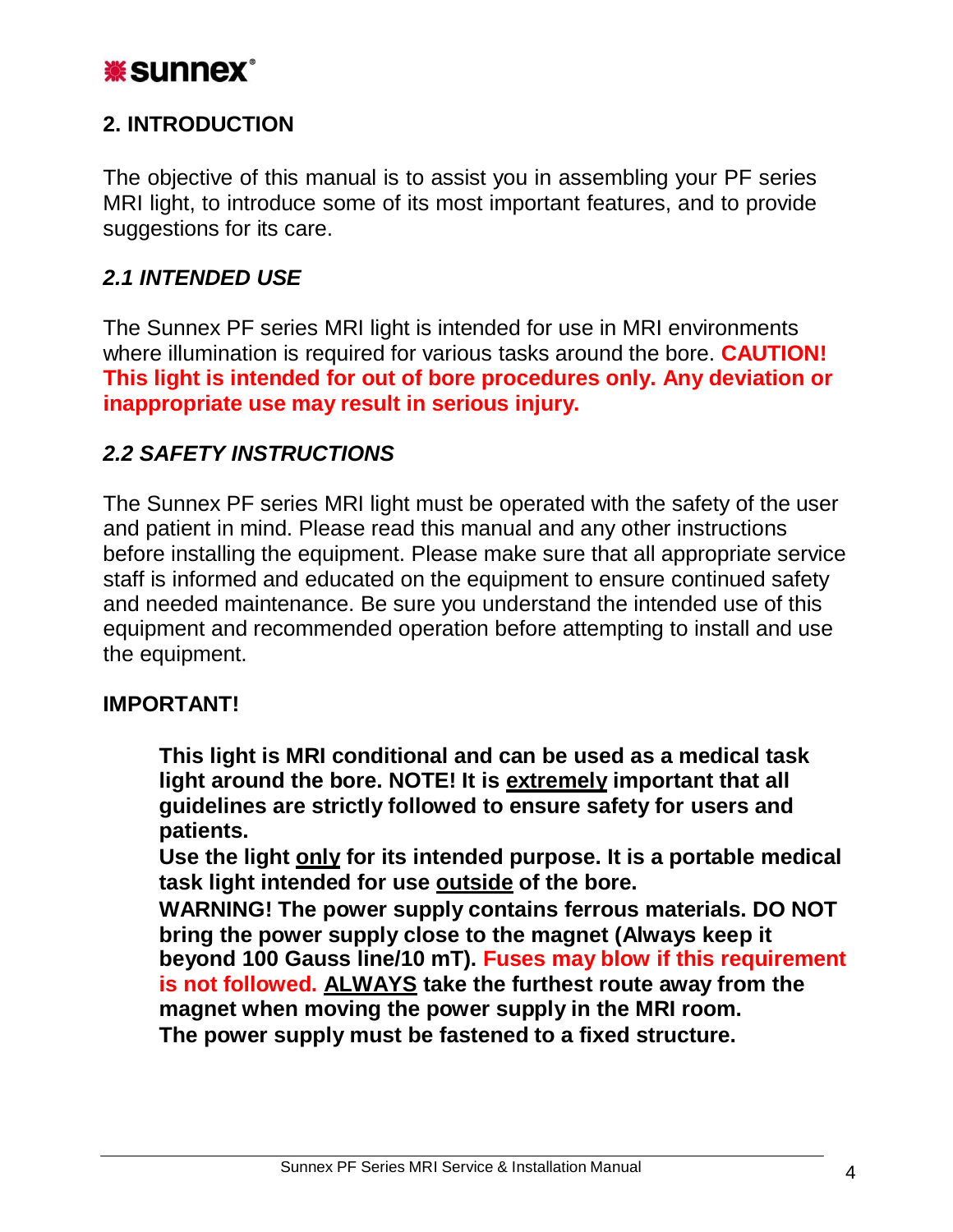## 2. INTRODUCTION

The objective of this manual is to assist you in assembling your PF series MRI light, to introduce some of its most important features, and to provide suggestions for its care.

### *2.1 INTENDED USE*

The Sunnex PF series MRI light is intended for use in MRI environments where illumination is required for various tasks around the bore. **CAUTION! This light is intended for out of bore procedures only. Any deviation or inappropriate use may result in serious injury.**

### *2.2 SAFETY INSTRUCTIONS*

The Sunnex PF series MRI light must be operated with the safety of the user and patient in mind. Please read this manual and any other instructions before installing the equipment. Please make sure that all appropriate service staff is informed and educated on the equipment to ensure continued safety and needed maintenance. Be sure you understand the intended use of this equipment and recommended operation before attempting to install and use the equipment.

**IMPORTANT!**

> **This light is MRI conditional and can be used as a medical task light around the bore. NOTE! It is extremely important that all guidelines are strictly followed to ensure safety for users and patients.**
>
> **Use the light only for its intended purpose. It is a portable medical task light intended for use outside of the bore.**
>
> **WARNING! The power supply contains ferrous materials. DO NOT bring the power supply close to the magnet (Always keep it beyond 100 Gauss line/10 mT). Fuses may blow if this requirement is not followed. ALWAYS take the furthest route away from the magnet when moving the power supply in the MRI room.**
>
> **The power supply must be fastened to a fixed structure.**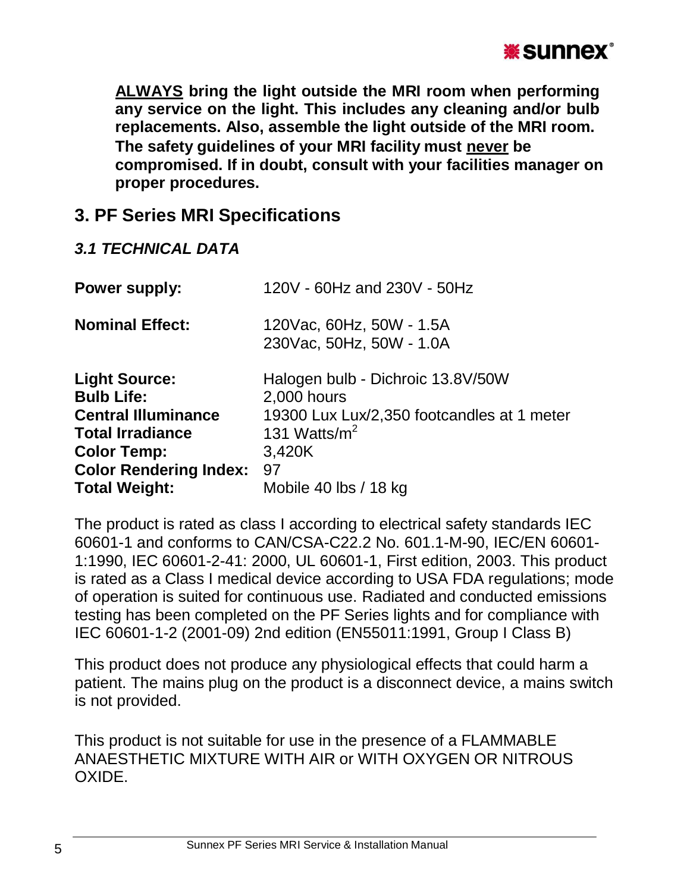**<u>ALWAYS</u> bring the light outside the MRI room when performing any service on the light. This includes any cleaning and/or bulb replacements. Also, assemble the light outside of the MRI room. The safety guidelines of your MRI facility must <u>never</u> be compromised. If in doubt, consult with your facilities manager on proper procedures.**

## 3. PF Series MRI Specifications

### *3.1 TECHNICAL DATA*

| | |
|---|---|
| **Power supply:** | 120V - 60Hz and 230V - 50Hz |
| **Nominal Effect:** | 120Vac, 60Hz, 50W - 1.5A<br>230Vac, 50Hz, 50W - 1.0A |
| **Light Source:** | Halogen bulb - Dichroic 13.8V/50W |
| **Bulb Life:** | 2,000 hours |
| **Central Illuminance** | 19300 Lux Lux/2,350 footcandles at 1 meter |
| **Total Irradiance** | 131 Watts/$m^2$ |
| **Color Temp:** | 3,420K |
| **Color Rendering Index:** | 97 |
| **Total Weight:** | Mobile 40 lbs / 18 kg |

The product is rated as class I according to electrical safety standards IEC 60601-1 and conforms to CAN/CSA-C22.2 No. 601.1-M-90, IEC/EN 60601-1:1990, IEC 60601-2-41: 2000, UL 60601-1, First edition, 2003. This product is rated as a Class I medical device according to USA FDA regulations; mode of operation is suited for continuous use. Radiated and conducted emissions testing has been completed on the PF Series lights and for compliance with IEC 60601-1-2 (2001-09) 2nd edition (EN55011:1991, Group I Class B)

This product does not produce any physiological effects that could harm a patient. The mains plug on the product is a disconnect device, a mains switch is not provided.

This product is not suitable for use in the presence of a FLAMMABLE ANAESTHETIC MIXTURE WITH AIR or WITH OXYGEN OR NITROUS OXIDE.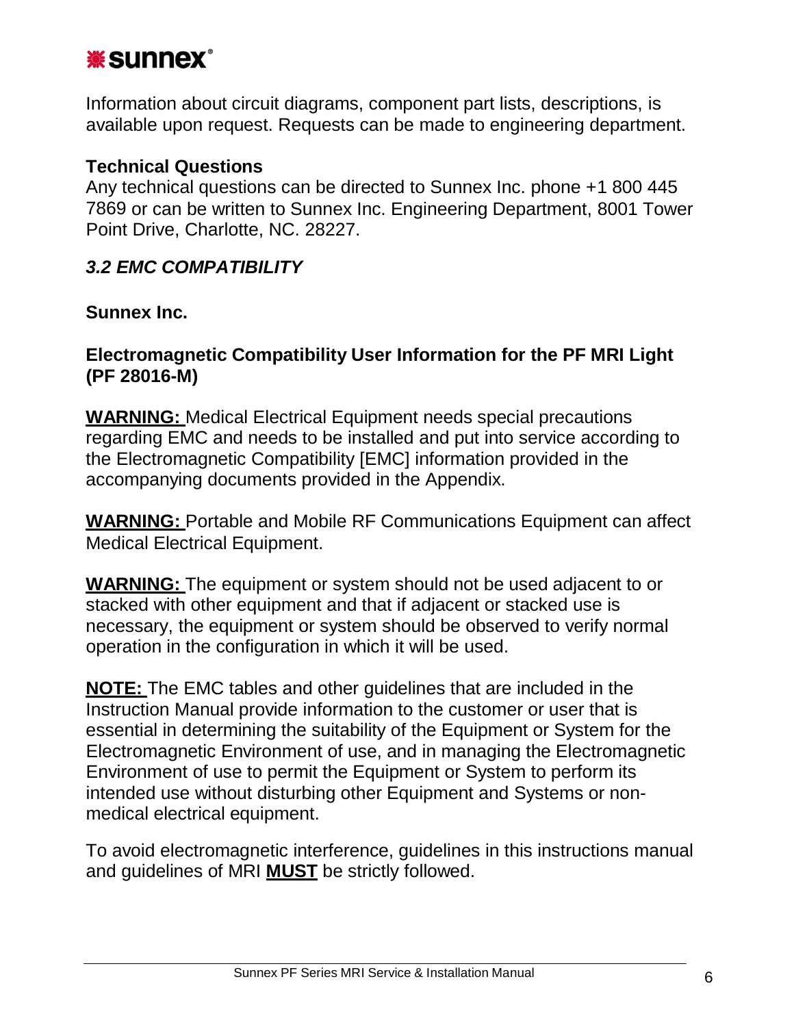Information about circuit diagrams, component part lists, descriptions, is available upon request. Requests can be made to engineering department.

**Technical Questions**

Any technical questions can be directed to Sunnex Inc. phone +1 800 445 7869 or can be written to Sunnex Inc. Engineering Department, 8001 Tower Point Drive, Charlotte, NC. 28227.

### *3.2 EMC COMPATIBILITY*

**Sunnex Inc.**

**Electromagnetic Compatibility User Information for the PF MRI Light (PF 28016-M)**

**WARNING:** Medical Electrical Equipment needs special precautions regarding EMC and needs to be installed and put into service according to the Electromagnetic Compatibility [EMC] information provided in the accompanying documents provided in the Appendix.

**WARNING:** Portable and Mobile RF Communications Equipment can affect Medical Electrical Equipment.

**WARNING:** The equipment or system should not be used adjacent to or stacked with other equipment and that if adjacent or stacked use is necessary, the equipment or system should be observed to verify normal operation in the configuration in which it will be used.

**NOTE:** The EMC tables and other guidelines that are included in the Instruction Manual provide information to the customer or user that is essential in determining the suitability of the Equipment or System for the Electromagnetic Environment of use, and in managing the Electromagnetic Environment of use to permit the Equipment or System to perform its intended use without disturbing other Equipment and Systems or non-medical electrical equipment.

To avoid electromagnetic interference, guidelines in this instructions manual and guidelines of MRI **MUST** be strictly followed.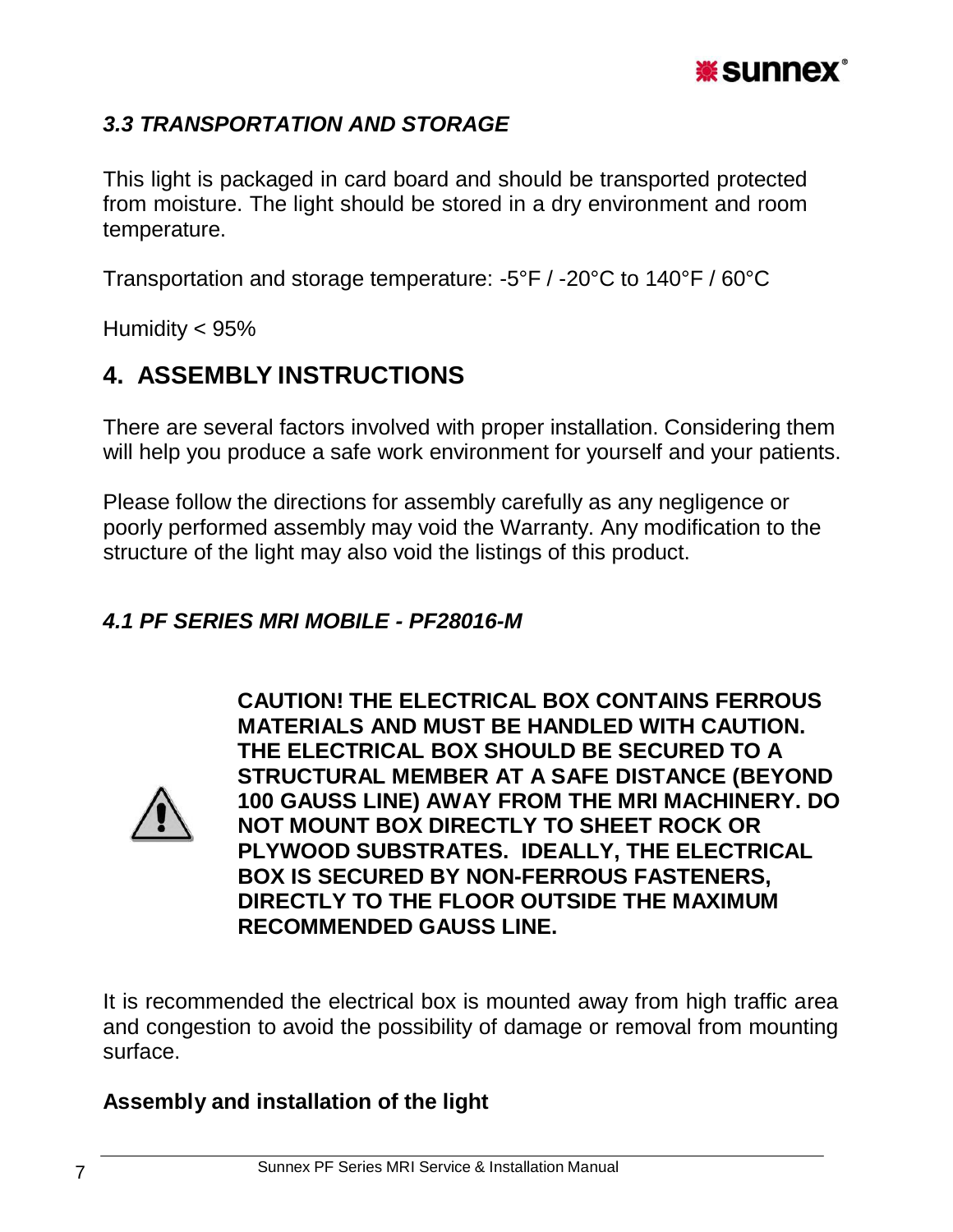### *3.3 TRANSPORTATION AND STORAGE*

This light is packaged in card board and should be transported protected from moisture. The light should be stored in a dry environment and room temperature.

Transportation and storage temperature: -5°F / -20°C to 140°F / 60°C

Humidity < 95%

## 4. ASSEMBLY INSTRUCTIONS

There are several factors involved with proper installation. Considering them will help you produce a safe work environment for yourself and your patients.

Please follow the directions for assembly carefully as any negligence or poorly performed assembly may void the Warranty. Any modification to the structure of the light may also void the listings of this product.

### *4.1 PF SERIES MRI MOBILE - PF28016-M*

**CAUTION! THE ELECTRICAL BOX CONTAINS FERROUS MATERIALS AND MUST BE HANDLED WITH CAUTION. THE ELECTRICAL BOX SHOULD BE SECURED TO A STRUCTURAL MEMBER AT A SAFE DISTANCE (BEYOND 100 GAUSS LINE) AWAY FROM THE MRI MACHINERY. DO NOT MOUNT BOX DIRECTLY TO SHEET ROCK OR PLYWOOD SUBSTRATES. IDEALLY, THE ELECTRICAL BOX IS SECURED BY NON-FERROUS FASTENERS, DIRECTLY TO THE FLOOR OUTSIDE THE MAXIMUM RECOMMENDED GAUSS LINE.**

It is recommended the electrical box is mounted away from high traffic area and congestion to avoid the possibility of damage or removal from mounting surface.

**Assembly and installation of the light**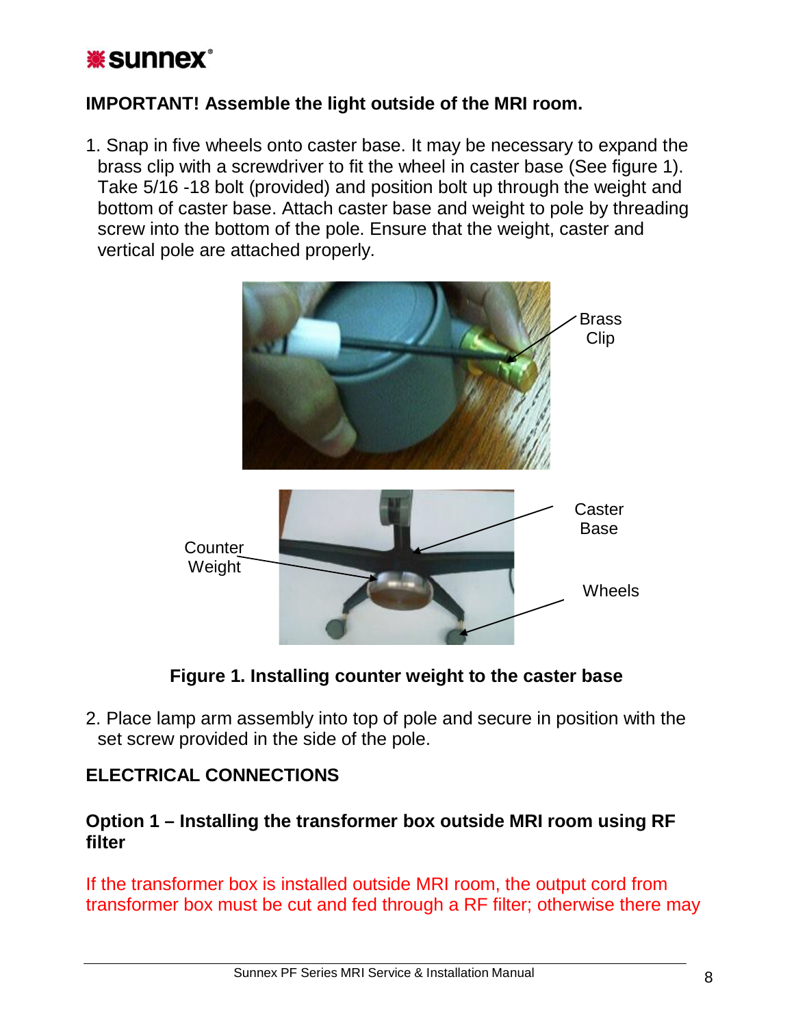**IMPORTANT! Assemble the light outside of the MRI room.**

1. Snap in five wheels onto caster base. It may be necessary to expand the brass clip with a screwdriver to fit the wheel in caster base (See figure 1). Take 5/16 -18 bolt (provided) and position bolt up through the weight and bottom of caster base. Attach caster base and weight to pole by threading screw into the bottom of the pole. Ensure that the weight, caster and vertical pole are attached properly.

**Figure 1. Installing counter weight to the caster base**

2. Place lamp arm assembly into top of pole and secure in position with the set screw provided in the side of the pole.

## ELECTRICAL CONNECTIONS

### Option 1 – Installing the transformer box outside MRI room using RF filter

If the transformer box is installed outside MRI room, the output cord from transformer box must be cut and fed through a RF filter; otherwise there may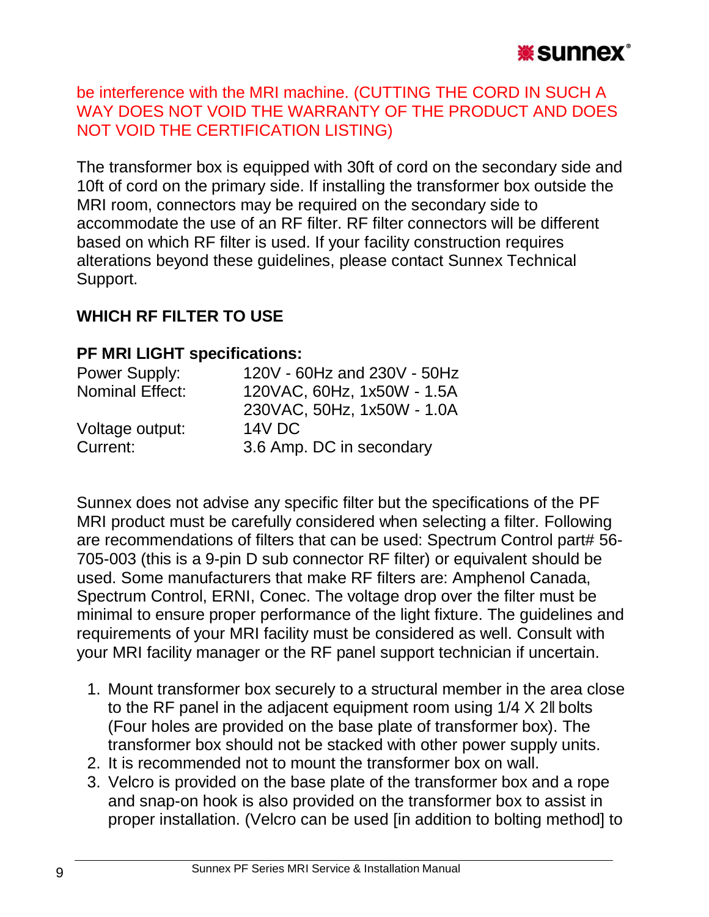be interference with the MRI machine. (CUTTING THE CORD IN SUCH A WAY DOES NOT VOID THE WARRANTY OF THE PRODUCT AND DOES NOT VOID THE CERTIFICATION LISTING)

The transformer box is equipped with 30ft of cord on the secondary side and 10ft of cord on the primary side. If installing the transformer box outside the MRI room, connectors may be required on the secondary side to accommodate the use of an RF filter. RF filter connectors will be different based on which RF filter is used. If your facility construction requires alterations beyond these guidelines, please contact Sunnex Technical Support.

## WHICH RF FILTER TO USE

**PF MRI LIGHT specifications:**

| | |
|---|---|
| Power Supply: | 120V - 60Hz and 230V - 50Hz |
| Nominal Effect: | 120VAC, 60Hz, 1x50W - 1.5A |
| | 230VAC, 50Hz, 1x50W - 1.0A |
| Voltage output: | 14V DC |
| Current: | 3.6 Amp. DC in secondary |

Sunnex does not advise any specific filter but the specifications of the PF MRI product must be carefully considered when selecting a filter. Following are recommendations of filters that can be used: Spectrum Control part# 56-705-003 (this is a 9-pin D sub connector RF filter) or equivalent should be used. Some manufacturers that make RF filters are: Amphenol Canada, Spectrum Control, ERNI, Conec. The voltage drop over the filter must be minimal to ensure proper performance of the light fixture. The guidelines and requirements of your MRI facility must be considered as well. Consult with your MRI facility manager or the RF panel support technician if uncertain.

1. Mount transformer box securely to a structural member in the area close to the RF panel in the adjacent equipment room using 1/4 X 2‖ bolts (Four holes are provided on the base plate of transformer box). The transformer box should not be stacked with other power supply units.
2. It is recommended not to mount the transformer box on wall.
3. Velcro is provided on the base plate of the transformer box and a rope and snap-on hook is also provided on the transformer box to assist in proper installation. (Velcro can be used [in addition to bolting method] to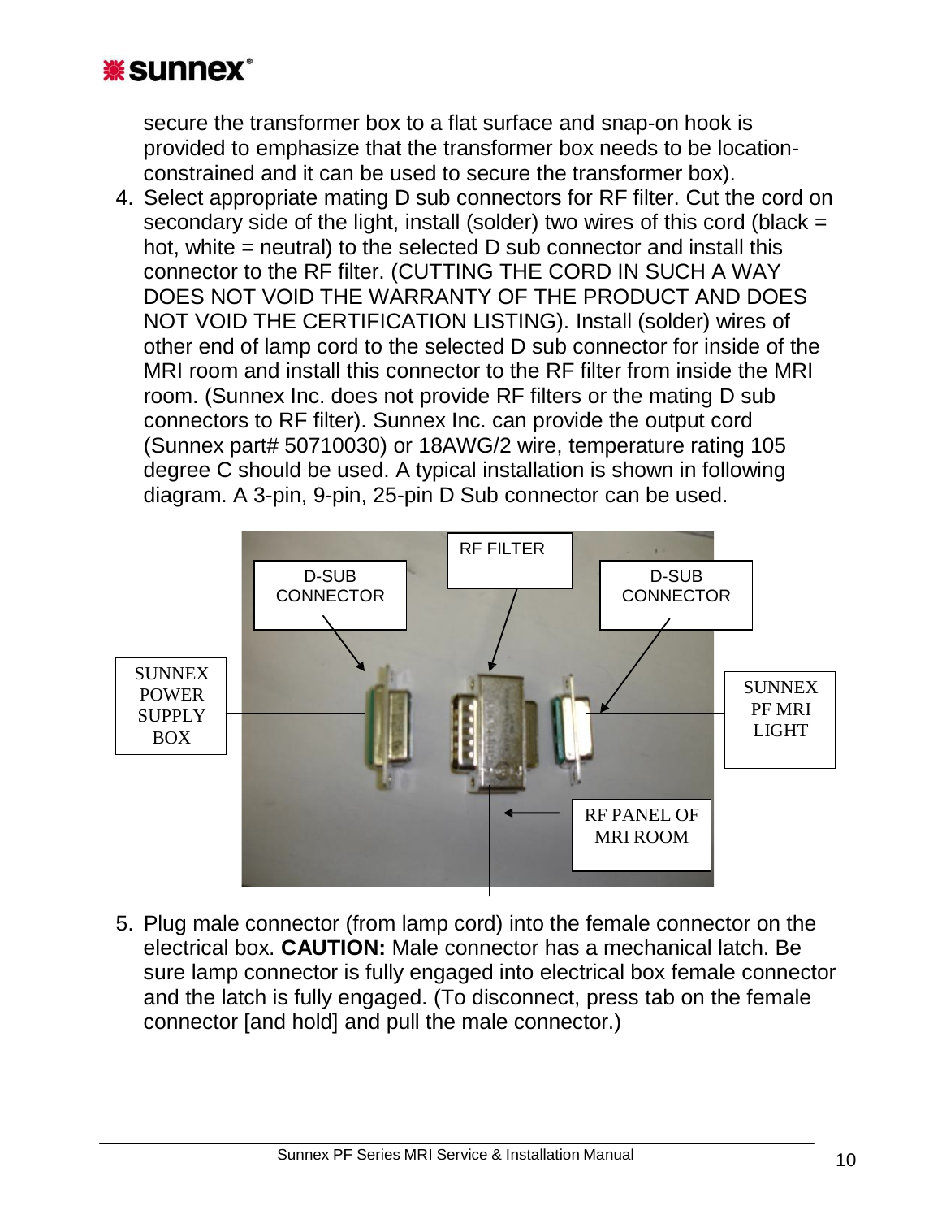secure the transformer box to a flat surface and snap-on hook is provided to emphasize that the transformer box needs to be location-constrained and it can be used to secure the transformer box).

4. Select appropriate mating D sub connectors for RF filter. Cut the cord on secondary side of the light, install (solder) two wires of this cord (black = hot, white = neutral) to the selected D sub connector and install this connector to the RF filter. (CUTTING THE CORD IN SUCH A WAY DOES NOT VOID THE WARRANTY OF THE PRODUCT AND DOES NOT VOID THE CERTIFICATION LISTING). Install (solder) wires of other end of lamp cord to the selected D sub connector for inside of the MRI room and install this connector to the RF filter from inside the MRI room. (Sunnex Inc. does not provide RF filters or the mating D sub connectors to RF filter). Sunnex Inc. can provide the output cord (Sunnex part# 50710030) or 18AWG/2 wire, temperature rating 105 degree C should be used. A typical installation is shown in following diagram. A 3-pin, 9-pin, 25-pin D Sub connector can be used.

D-SUB CONNECTOR | RF FILTER | D-SUB CONNECTOR

SUNNEX POWER SUPPLY BOX | SUNNEX PF MRI LIGHT

RF PANEL OF MRI ROOM

5. Plug male connector (from lamp cord) into the female connector on the electrical box. **CAUTION:** Male connector has a mechanical latch. Be sure lamp connector is fully engaged into electrical box female connector and the latch is fully engaged. (To disconnect, press tab on the female connector [and hold] and pull the male connector.)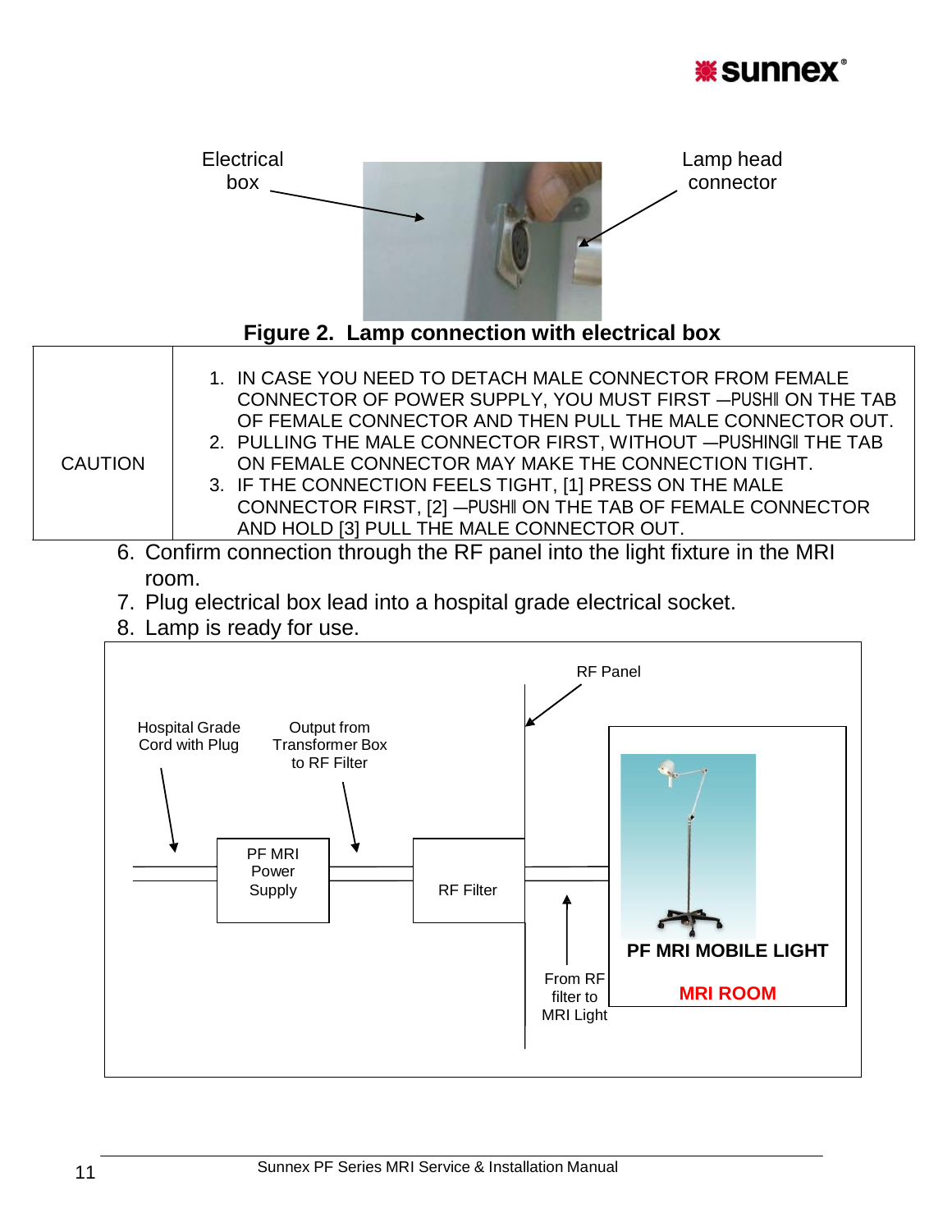Electrical box

Lamp head connector

**Figure 2. Lamp connection with electrical box**

| CAUTION | 1. IN CASE YOU NEED TO DETACH MALE CONNECTOR FROM FEMALE CONNECTOR OF POWER SUPPLY, YOU MUST FIRST —PUSH‖ ON THE TAB OF FEMALE CONNECTOR AND THEN PULL THE MALE CONNECTOR OUT. 2. PULLING THE MALE CONNECTOR FIRST, WITHOUT —PUSHING‖ THE TAB ON FEMALE CONNECTOR MAY MAKE THE CONNECTION TIGHT. 3. IF THE CONNECTION FEELS TIGHT, [1] PRESS ON THE MALE CONNECTOR FIRST, [2] —PUSH‖ ON THE TAB OF FEMALE CONNECTOR AND HOLD [3] PULL THE MALE CONNECTOR OUT. |
|---|---|

6. Confirm connection through the RF panel into the light fixture in the MRI room.
7. Plug electrical box lead into a hospital grade electrical socket.
8. Lamp is ready for use.

Hospital Grade Cord with Plug

Output from Transformer Box to RF Filter

PF MRI Power Supply

RF Filter

RF Panel

From RF filter to MRI Light

**PF MRI MOBILE LIGHT**

**MRI ROOM**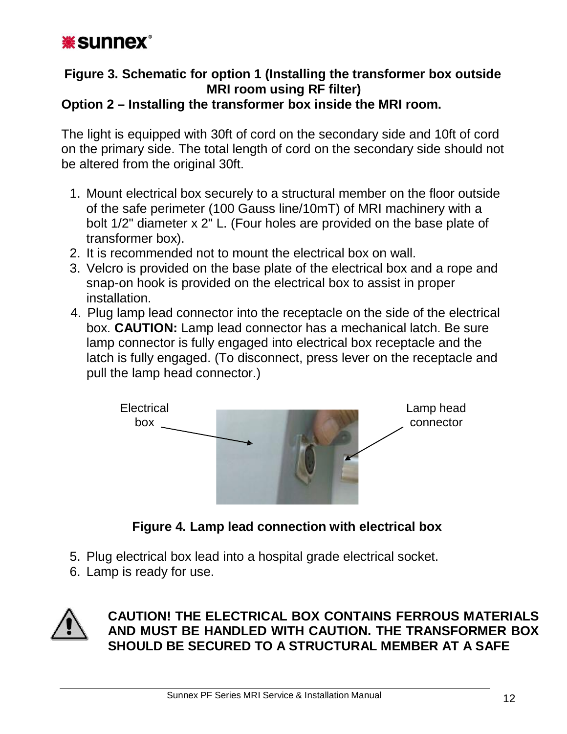**Figure 3. Schematic for option 1 (Installing the transformer box outside MRI room using RF filter)**

## Option 2 – Installing the transformer box inside the MRI room.

The light is equipped with 30ft of cord on the secondary side and 10ft of cord on the primary side. The total length of cord on the secondary side should not be altered from the original 30ft.

1. Mount electrical box securely to a structural member on the floor outside of the safe perimeter (100 Gauss line/10mT) of MRI machinery with a bolt 1/2" diameter x 2" L. (Four holes are provided on the base plate of transformer box).
2. It is recommended not to mount the electrical box on wall.
3. Velcro is provided on the base plate of the electrical box and a rope and snap-on hook is provided on the electrical box to assist in proper installation.
4. Plug lamp lead connector into the receptacle on the side of the electrical box. **CAUTION:** Lamp lead connector has a mechanical latch. Be sure lamp connector is fully engaged into electrical box receptacle and the latch is fully engaged. (To disconnect, press lever on the receptacle and pull the lamp head connector.)

Electrical box

Lamp head connector

**Figure 4. Lamp lead connection with electrical box**

5. Plug electrical box lead into a hospital grade electrical socket.
6. Lamp is ready for use.

**CAUTION! THE ELECTRICAL BOX CONTAINS FERROUS MATERIALS AND MUST BE HANDLED WITH CAUTION. THE TRANSFORMER BOX SHOULD BE SECURED TO A STRUCTURAL MEMBER AT A SAFE**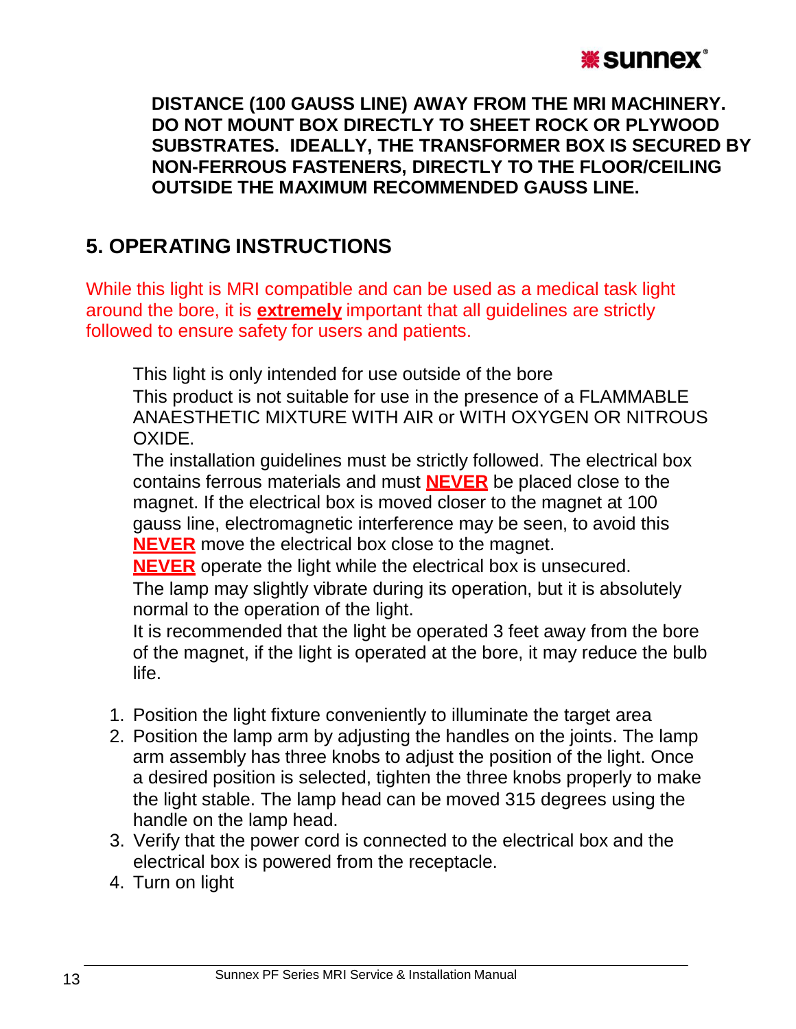**DISTANCE (100 GAUSS LINE) AWAY FROM THE MRI MACHINERY. DO NOT MOUNT BOX DIRECTLY TO SHEET ROCK OR PLYWOOD SUBSTRATES. IDEALLY, THE TRANSFORMER BOX IS SECURED BY NON-FERROUS FASTENERS, DIRECTLY TO THE FLOOR/CEILING OUTSIDE THE MAXIMUM RECOMMENDED GAUSS LINE.**

## 5. OPERATING INSTRUCTIONS

While this light is MRI compatible and can be used as a medical task light around the bore, it is **extremely** important that all guidelines are strictly followed to ensure safety for users and patients.

This light is only intended for use outside of the bore

This product is not suitable for use in the presence of a FLAMMABLE ANAESTHETIC MIXTURE WITH AIR or WITH OXYGEN OR NITROUS OXIDE.

The installation guidelines must be strictly followed. The electrical box contains ferrous materials and must **NEVER** be placed close to the magnet. If the electrical box is moved closer to the magnet at 100 gauss line, electromagnetic interference may be seen, to avoid this **NEVER** move the electrical box close to the magnet.

**NEVER** operate the light while the electrical box is unsecured.

The lamp may slightly vibrate during its operation, but it is absolutely normal to the operation of the light.

It is recommended that the light be operated 3 feet away from the bore of the magnet, if the light is operated at the bore, it may reduce the bulb life.

1. Position the light fixture conveniently to illuminate the target area
2. Position the lamp arm by adjusting the handles on the joints. The lamp arm assembly has three knobs to adjust the position of the light. Once a desired position is selected, tighten the three knobs properly to make the light stable. The lamp head can be moved 315 degrees using the handle on the lamp head.
3. Verify that the power cord is connected to the electrical box and the electrical box is powered from the receptacle.
4. Turn on light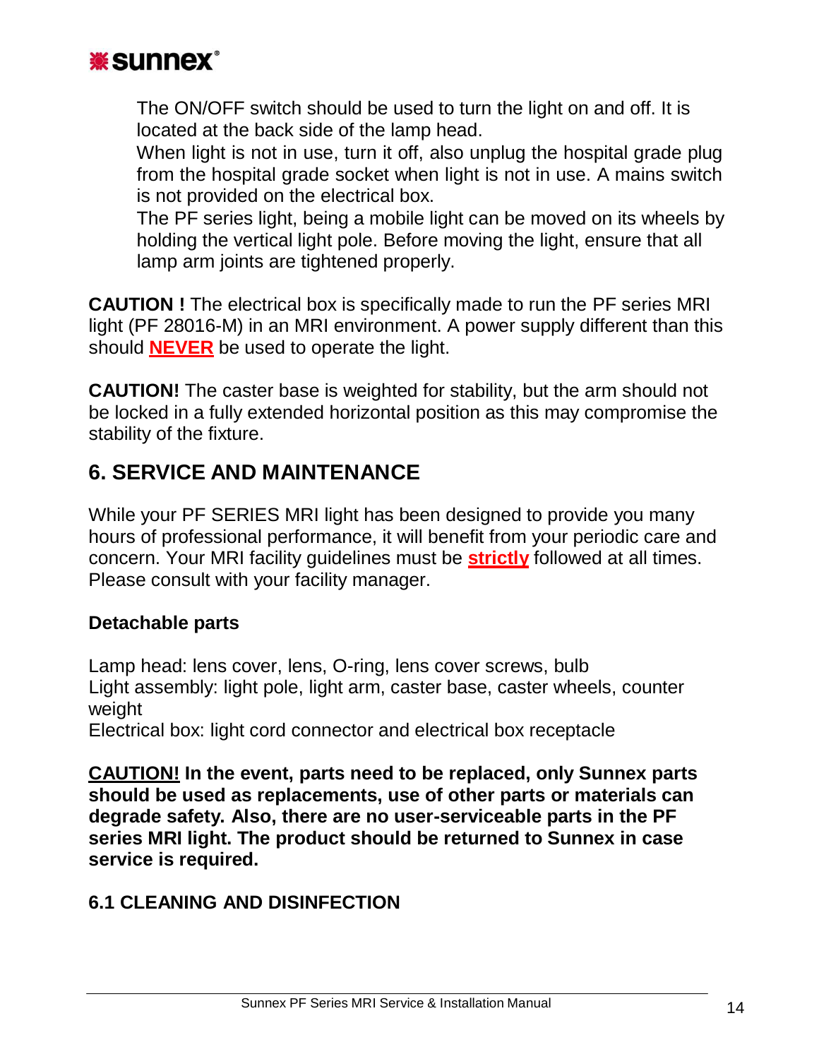The ON/OFF switch should be used to turn the light on and off. It is located at the back side of the lamp head.

When light is not in use, turn it off, also unplug the hospital grade plug from the hospital grade socket when light is not in use. A mains switch is not provided on the electrical box.

The PF series light, being a mobile light can be moved on its wheels by holding the vertical light pole. Before moving the light, ensure that all lamp arm joints are tightened properly.

**CAUTION !** The electrical box is specifically made to run the PF series MRI light (PF 28016-M) in an MRI environment. A power supply different than this should **NEVER** be used to operate the light.

**CAUTION!** The caster base is weighted for stability, but the arm should not be locked in a fully extended horizontal position as this may compromise the stability of the fixture.

## 6. SERVICE AND MAINTENANCE

While your PF SERIES MRI light has been designed to provide you many hours of professional performance, it will benefit from your periodic care and concern. Your MRI facility guidelines must be **strictly** followed at all times. Please consult with your facility manager.

### Detachable parts

Lamp head: lens cover, lens, O-ring, lens cover screws, bulb
Light assembly: light pole, light arm, caster base, caster wheels, counter weight
Electrical box: light cord connector and electrical box receptacle

**CAUTION! In the event, parts need to be replaced, only Sunnex parts should be used as replacements, use of other parts or materials can degrade safety. Also, there are no user-serviceable parts in the PF series MRI light. The product should be returned to Sunnex in case service is required.**

### 6.1 CLEANING AND DISINFECTION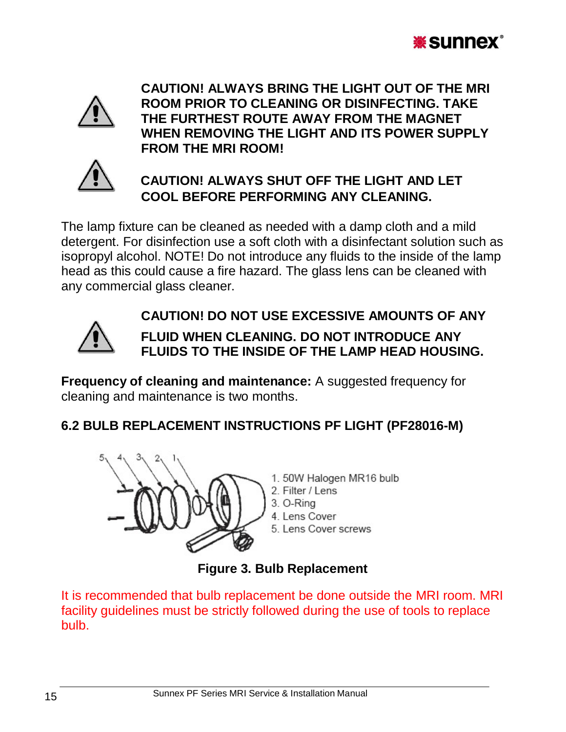**CAUTION! ALWAYS BRING THE LIGHT OUT OF THE MRI ROOM PRIOR TO CLEANING OR DISINFECTING. TAKE THE FURTHEST ROUTE AWAY FROM THE MAGNET WHEN REMOVING THE LIGHT AND ITS POWER SUPPLY FROM THE MRI ROOM!**

**CAUTION! ALWAYS SHUT OFF THE LIGHT AND LET COOL BEFORE PERFORMING ANY CLEANING.**

The lamp fixture can be cleaned as needed with a damp cloth and a mild detergent. For disinfection use a soft cloth with a disinfectant solution such as isopropyl alcohol. NOTE! Do not introduce any fluids to the inside of the lamp head as this could cause a fire hazard. The glass lens can be cleaned with any commercial glass cleaner.

**CAUTION! DO NOT USE EXCESSIVE AMOUNTS OF ANY FLUID WHEN CLEANING. DO NOT INTRODUCE ANY FLUIDS TO THE INSIDE OF THE LAMP HEAD HOUSING.**

**Frequency of cleaning and maintenance:** A suggested frequency for cleaning and maintenance is two months.

## 6.2 BULB REPLACEMENT INSTRUCTIONS PF LIGHT (PF28016-M)

1. 50W Halogen MR16 bulb
2. Filter / Lens
3. O-Ring
4. Lens Cover
5. Lens Cover screws

**Figure 3. Bulb Replacement**

It is recommended that bulb replacement be done outside the MRI room. MRI facility guidelines must be strictly followed during the use of tools to replace bulb.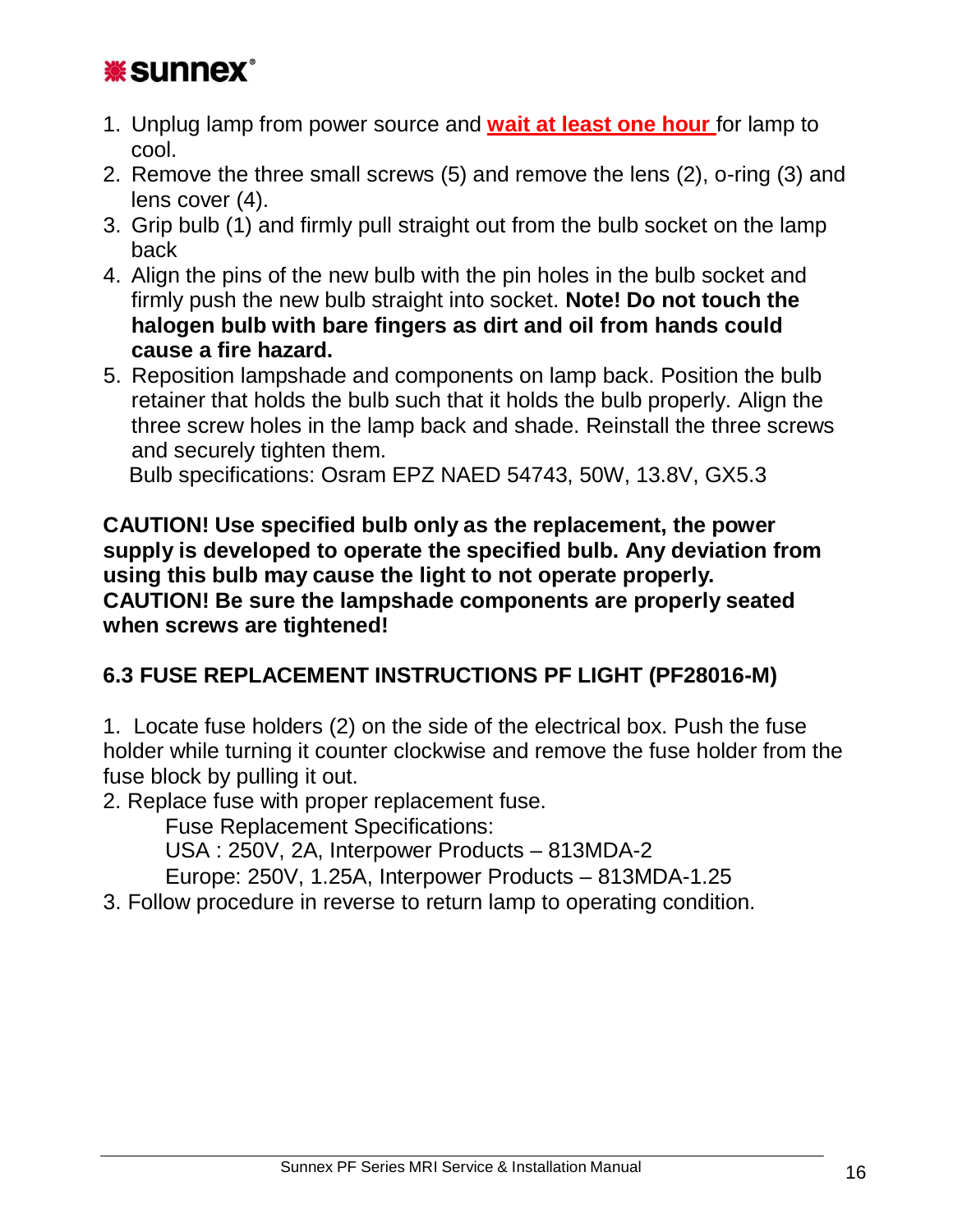1. Unplug lamp from power source and **wait at least one hour** for lamp to cool.
2. Remove the three small screws (5) and remove the lens (2), o-ring (3) and lens cover (4).
3. Grip bulb (1) and firmly pull straight out from the bulb socket on the lamp back
4. Align the pins of the new bulb with the pin holes in the bulb socket and firmly push the new bulb straight into socket. **Note! Do not touch the halogen bulb with bare fingers as dirt and oil from hands could cause a fire hazard.**
5. Reposition lampshade and components on lamp back. Position the bulb retainer that holds the bulb such that it holds the bulb properly. Align the three screw holes in the lamp back and shade. Reinstall the three screws and securely tighten them.

   Bulb specifications: Osram EPZ NAED 54743, 50W, 13.8V, GX5.3

**CAUTION! Use specified bulb only as the replacement, the power supply is developed to operate the specified bulb. Any deviation from using this bulb may cause the light to not operate properly.**
**CAUTION! Be sure the lampshade components are properly seated when screws are tightened!**

### 6.3 FUSE REPLACEMENT INSTRUCTIONS PF LIGHT (PF28016-M)

1. Locate fuse holders (2) on the side of the electrical box. Push the fuse holder while turning it counter clockwise and remove the fuse holder from the fuse block by pulling it out.
2. Replace fuse with proper replacement fuse.

   Fuse Replacement Specifications:
   USA : 250V, 2A, Interpower Products – 813MDA-2
   Europe: 250V, 1.25A, Interpower Products – 813MDA-1.25
3. Follow procedure in reverse to return lamp to operating condition.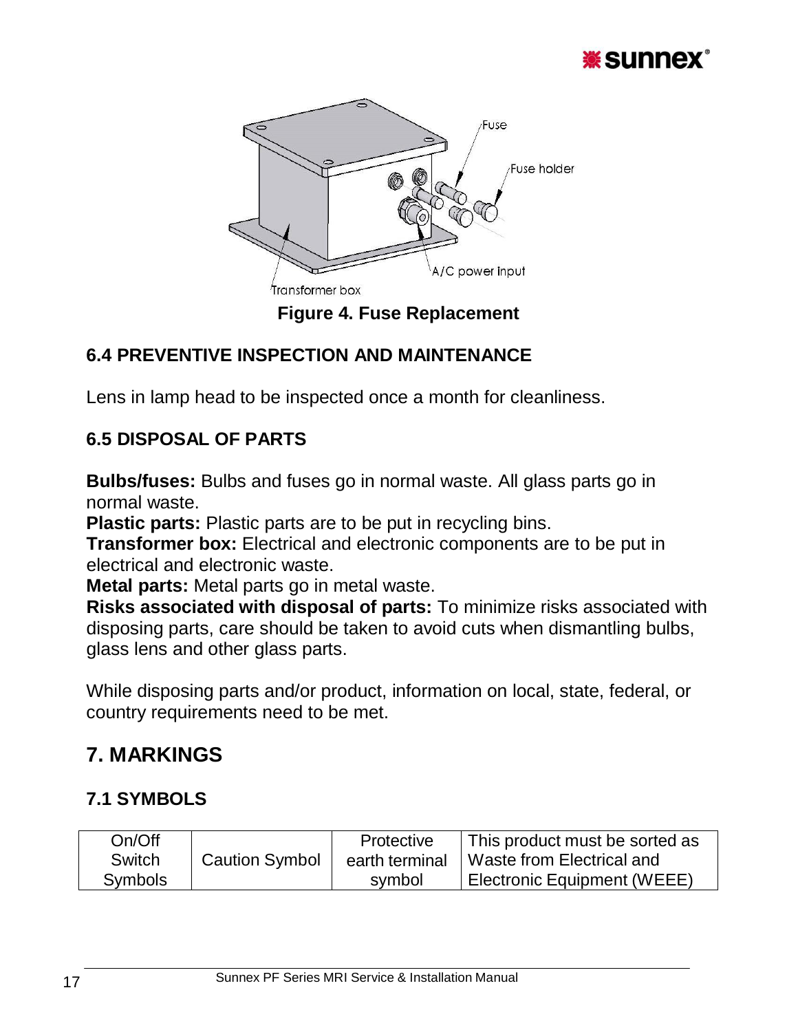Figure 4. Fuse Replacement

### 6.4 PREVENTIVE INSPECTION AND MAINTENANCE

Lens in lamp head to be inspected once a month for cleanliness.

### 6.5 DISPOSAL OF PARTS

**Bulbs/fuses:** Bulbs and fuses go in normal waste. All glass parts go in normal waste.
**Plastic parts:** Plastic parts are to be put in recycling bins.
**Transformer box:** Electrical and electronic components are to be put in electrical and electronic waste.
**Metal parts:** Metal parts go in metal waste.
**Risks associated with disposal of parts:** To minimize risks associated with disposing parts, care should be taken to avoid cuts when dismantling bulbs, glass lens and other glass parts.

While disposing parts and/or product, information on local, state, federal, or country requirements need to be met.

## 7. MARKINGS

### 7.1 SYMBOLS

| On/Off Switch Symbols | Caution Symbol | Protective earth terminal symbol | This product must be sorted as Waste from Electrical and Electronic Equipment (WEEE) |
|---|---|---|---|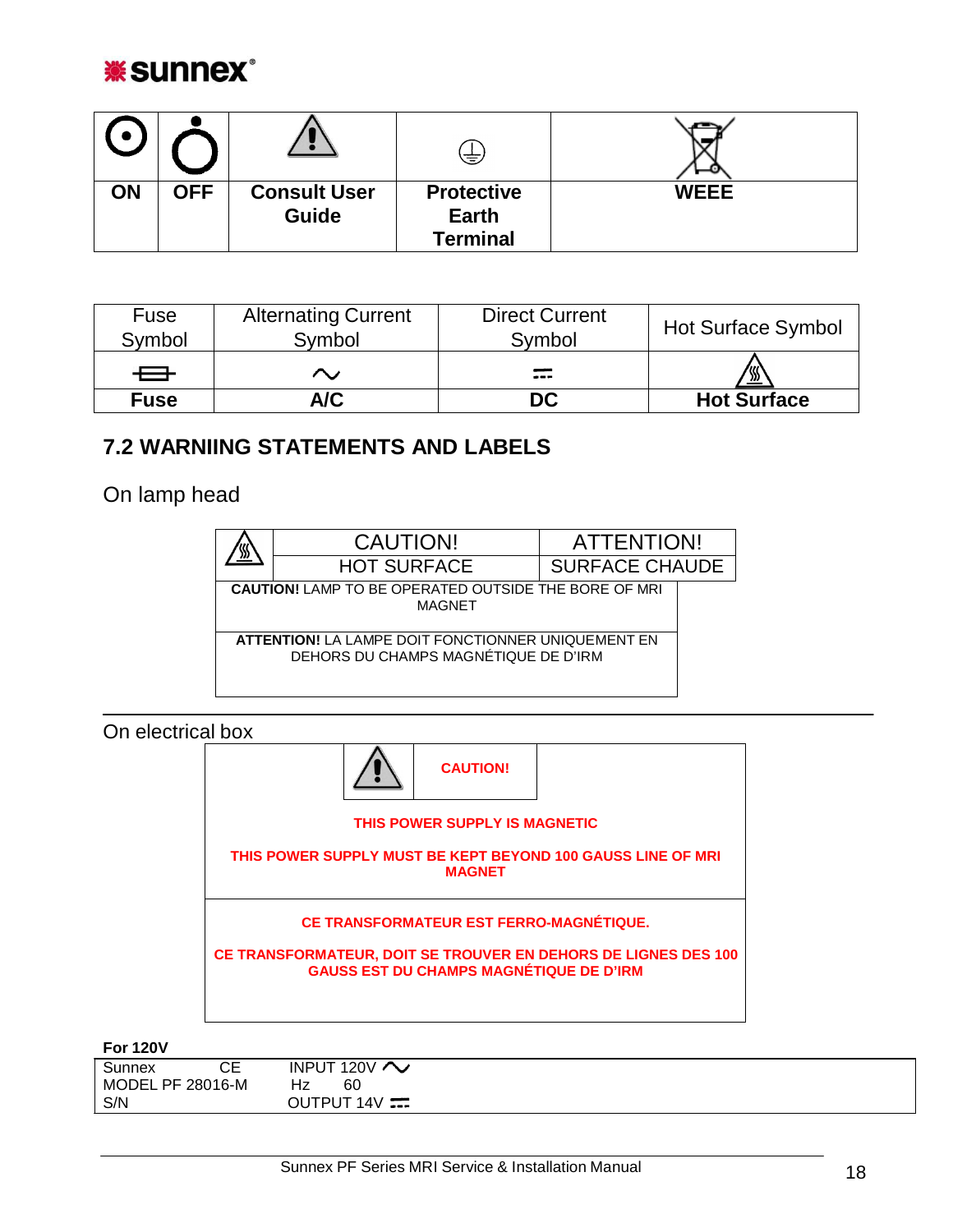| ⊙ | ○ | ⚠ | ⏚ | WEEE symbol |
|---|---|---|---|---|
| **ON** | **OFF** | **Consult User Guide** | **Protective Earth Terminal** | **WEEE** |

| Fuse Symbol | Alternating Current Symbol | Direct Current Symbol | Hot Surface Symbol |
|---|---|---|---|
| ⏛ | ∿ | ⎓ | ⚠ |
| **Fuse** | **A/C** | **DC** | **Hot Surface** |

## 7.2 WARNIING STATEMENTS AND LABELS

On lamp head

| ⚠ | CAUTION! | ATTENTION! |
|---|---|---|
| | HOT SURFACE | SURFACE CHAUDE |

**CAUTION!** LAMP TO BE OPERATED OUTSIDE THE BORE OF MRI MAGNET

**ATTENTION!** LA LAMPE DOIT FONCTIONNER UNIQUEMENT EN DEHORS DU CHAMPS MAGNÉTIQUE DE D'IRM

---

On electrical box

⚠ **CAUTION!**

**THIS POWER SUPPLY IS MAGNETIC**

**THIS POWER SUPPLY MUST BE KEPT BEYOND 100 GAUSS LINE OF MRI MAGNET**

**CE TRANSFORMATEUR EST FERRO-MAGNÉTIQUE.**

**CE TRANSFORMATEUR, DOIT SE TROUVER EN DEHORS DE LIGNES DES 100 GAUSS EST DU CHAMPS MAGNÉTIQUE DE D'IRM**

**For 120V**

| | | |
|---|---|---|
| Sunnex | CE | INPUT 120V ∿ |
| MODEL PF 28016-M | | Hz 60 |
| S/N | | OUTPUT 14V ⎓ |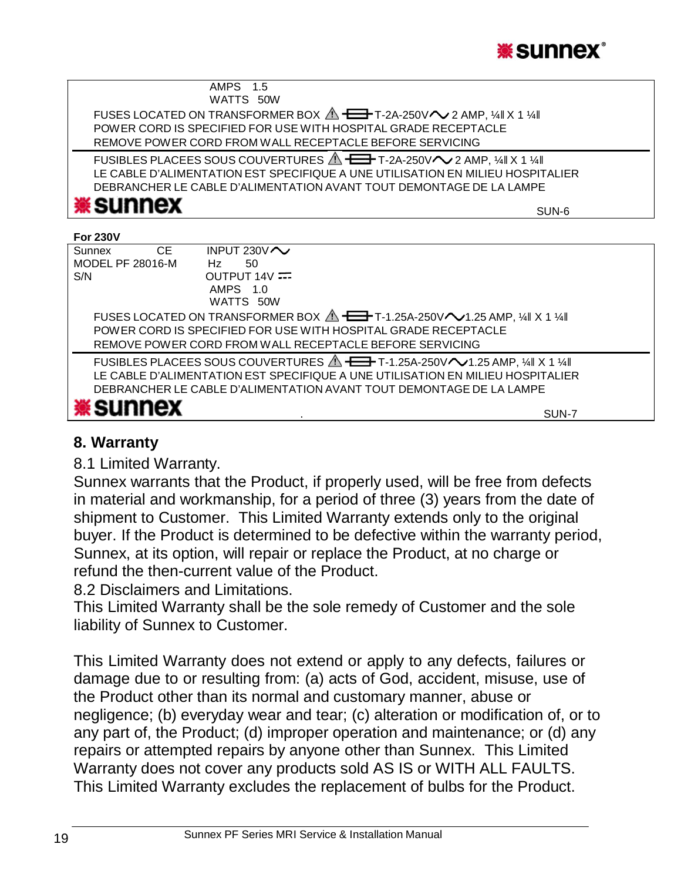AMPS 1.5
WATTS 50W

FUSES LOCATED ON TRANSFORMER BOX ⚠ T-2A-250V∿ 2 AMP, ¼‖ X 1 ¼‖
POWER CORD IS SPECIFIED FOR USE WITH HOSPITAL GRADE RECEPTACLE
REMOVE POWER CORD FROM WALL RECEPTACLE BEFORE SERVICING

FUSIBLES PLACEES SOUS COUVERTURES ⚠ T-2A-250V∿ 2 AMP, ¼‖ X 1 ¼‖
LE CABLE D'ALIMENTATION EST SPECIFIQUE A UNE UTILISATION EN MILIEU HOSPITALIER
DEBRANCHER LE CABLE D'ALIMENTATION AVANT TOUT DEMONTAGE DE LA LAMPE

sunnex SUN-6

**For 230V**

Sunnex CE
MODEL PF 28016-M
S/N

INPUT 230V∿
Hz 50
OUTPUT 14V ⎓
AMPS 1.0
WATTS 50W

FUSES LOCATED ON TRANSFORMER BOX ⚠ T-1.25A-250V∿1.25 AMP, ¼‖ X 1 ¼‖
POWER CORD IS SPECIFIED FOR USE WITH HOSPITAL GRADE RECEPTACLE
REMOVE POWER CORD FROM WALL RECEPTACLE BEFORE SERVICING

FUSIBLES PLACEES SOUS COUVERTURES ⚠ T-1.25A-250V∿1.25 AMP, ¼‖ X 1 ¼‖
LE CABLE D'ALIMENTATION EST SPECIFIQUE A UNE UTILISATION EN MILIEU HOSPITALIER
DEBRANCHER LE CABLE D'ALIMENTATION AVANT TOUT DEMONTAGE DE LA LAMPE

sunnex SUN-7

## 8. Warranty

8.1 Limited Warranty.

Sunnex warrants that the Product, if properly used, will be free from defects in material and workmanship, for a period of three (3) years from the date of shipment to Customer. This Limited Warranty extends only to the original buyer. If the Product is determined to be defective within the warranty period, Sunnex, at its option, will repair or replace the Product, at no charge or refund the then-current value of the Product.

8.2 Disclaimers and Limitations.

This Limited Warranty shall be the sole remedy of Customer and the sole liability of Sunnex to Customer.

This Limited Warranty does not extend or apply to any defects, failures or damage due to or resulting from: (a) acts of God, accident, misuse, use of the Product other than its normal and customary manner, abuse or negligence; (b) everyday wear and tear; (c) alteration or modification of, or to any part of, the Product; (d) improper operation and maintenance; or (d) any repairs or attempted repairs by anyone other than Sunnex. This Limited Warranty does not cover any products sold AS IS or WITH ALL FAULTS. This Limited Warranty excludes the replacement of bulbs for the Product.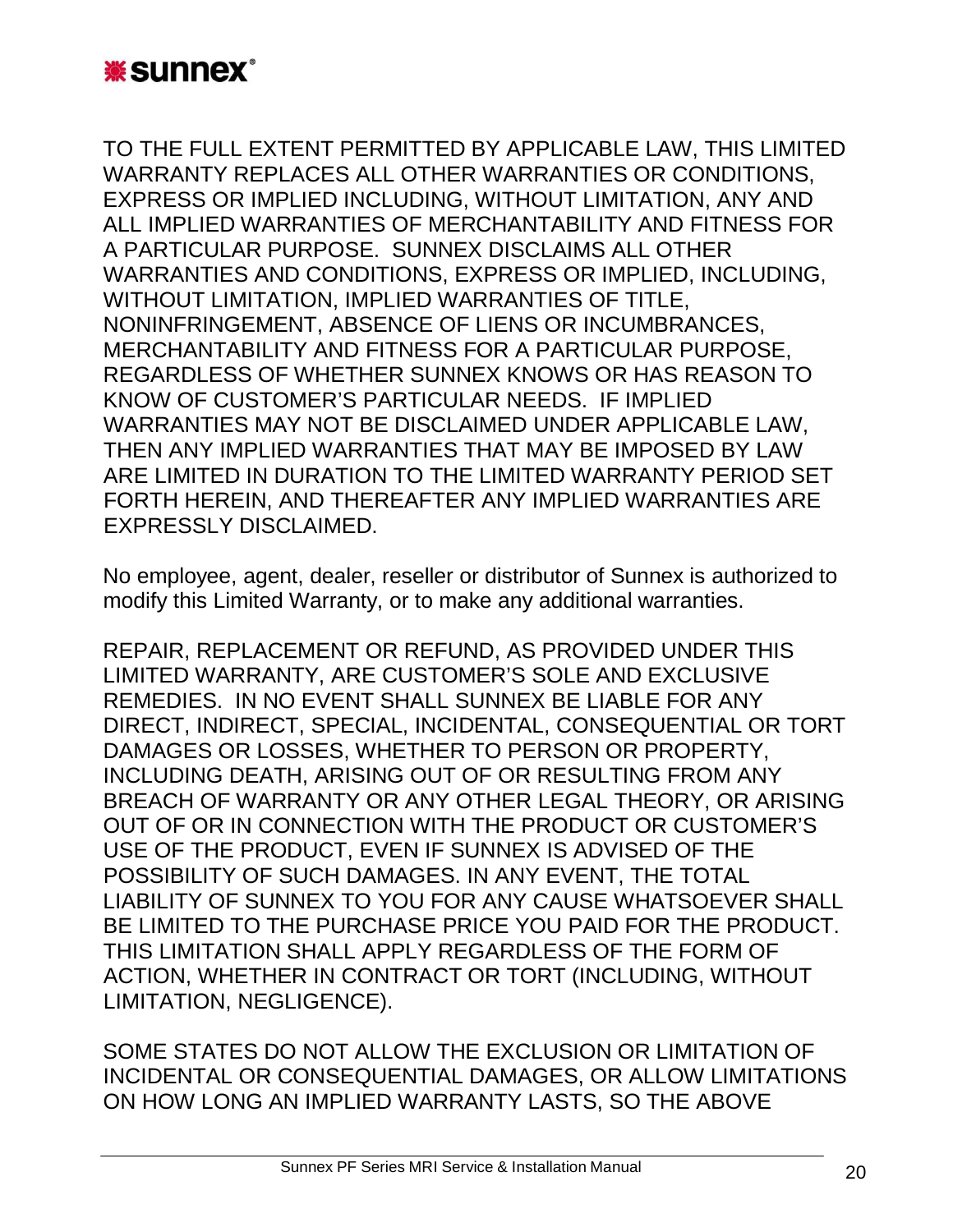TO THE FULL EXTENT PERMITTED BY APPLICABLE LAW, THIS LIMITED WARRANTY REPLACES ALL OTHER WARRANTIES OR CONDITIONS, EXPRESS OR IMPLIED INCLUDING, WITHOUT LIMITATION, ANY AND ALL IMPLIED WARRANTIES OF MERCHANTABILITY AND FITNESS FOR A PARTICULAR PURPOSE. SUNNEX DISCLAIMS ALL OTHER WARRANTIES AND CONDITIONS, EXPRESS OR IMPLIED, INCLUDING, WITHOUT LIMITATION, IMPLIED WARRANTIES OF TITLE, NONINFRINGEMENT, ABSENCE OF LIENS OR INCUMBRANCES, MERCHANTABILITY AND FITNESS FOR A PARTICULAR PURPOSE, REGARDLESS OF WHETHER SUNNEX KNOWS OR HAS REASON TO KNOW OF CUSTOMER'S PARTICULAR NEEDS. IF IMPLIED WARRANTIES MAY NOT BE DISCLAIMED UNDER APPLICABLE LAW, THEN ANY IMPLIED WARRANTIES THAT MAY BE IMPOSED BY LAW ARE LIMITED IN DURATION TO THE LIMITED WARRANTY PERIOD SET FORTH HEREIN, AND THEREAFTER ANY IMPLIED WARRANTIES ARE EXPRESSLY DISCLAIMED.

No employee, agent, dealer, reseller or distributor of Sunnex is authorized to modify this Limited Warranty, or to make any additional warranties.

REPAIR, REPLACEMENT OR REFUND, AS PROVIDED UNDER THIS LIMITED WARRANTY, ARE CUSTOMER'S SOLE AND EXCLUSIVE REMEDIES. IN NO EVENT SHALL SUNNEX BE LIABLE FOR ANY DIRECT, INDIRECT, SPECIAL, INCIDENTAL, CONSEQUENTIAL OR TORT DAMAGES OR LOSSES, WHETHER TO PERSON OR PROPERTY, INCLUDING DEATH, ARISING OUT OF OR RESULTING FROM ANY BREACH OF WARRANTY OR ANY OTHER LEGAL THEORY, OR ARISING OUT OF OR IN CONNECTION WITH THE PRODUCT OR CUSTOMER'S USE OF THE PRODUCT, EVEN IF SUNNEX IS ADVISED OF THE POSSIBILITY OF SUCH DAMAGES. IN ANY EVENT, THE TOTAL LIABILITY OF SUNNEX TO YOU FOR ANY CAUSE WHATSOEVER SHALL BE LIMITED TO THE PURCHASE PRICE YOU PAID FOR THE PRODUCT. THIS LIMITATION SHALL APPLY REGARDLESS OF THE FORM OF ACTION, WHETHER IN CONTRACT OR TORT (INCLUDING, WITHOUT LIMITATION, NEGLIGENCE).

SOME STATES DO NOT ALLOW THE EXCLUSION OR LIMITATION OF INCIDENTAL OR CONSEQUENTIAL DAMAGES, OR ALLOW LIMITATIONS ON HOW LONG AN IMPLIED WARRANTY LASTS, SO THE ABOVE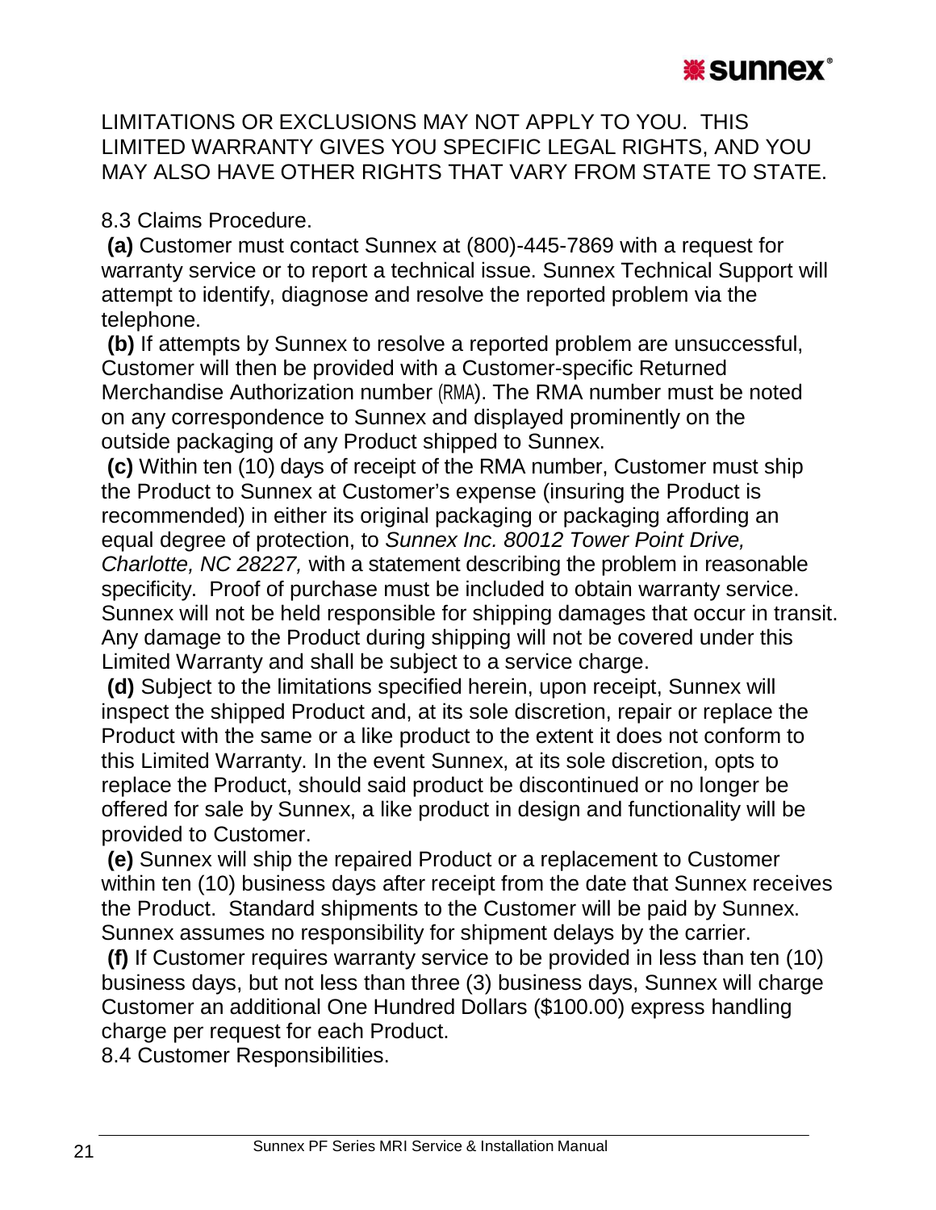LIMITATIONS OR EXCLUSIONS MAY NOT APPLY TO YOU. THIS LIMITED WARRANTY GIVES YOU SPECIFIC LEGAL RIGHTS, AND YOU MAY ALSO HAVE OTHER RIGHTS THAT VARY FROM STATE TO STATE.

8.3 Claims Procedure.

**(a)** Customer must contact Sunnex at (800)-445-7869 with a request for warranty service or to report a technical issue. Sunnex Technical Support will attempt to identify, diagnose and resolve the reported problem via the telephone.

**(b)** If attempts by Sunnex to resolve a reported problem are unsuccessful, Customer will then be provided with a Customer-specific Returned Merchandise Authorization number (RMA). The RMA number must be noted on any correspondence to Sunnex and displayed prominently on the outside packaging of any Product shipped to Sunnex.

**(c)** Within ten (10) days of receipt of the RMA number, Customer must ship the Product to Sunnex at Customer's expense (insuring the Product is recommended) in either its original packaging or packaging affording an equal degree of protection, to *Sunnex Inc. 80012 Tower Point Drive, Charlotte, NC 28227,* with a statement describing the problem in reasonable specificity. Proof of purchase must be included to obtain warranty service. Sunnex will not be held responsible for shipping damages that occur in transit. Any damage to the Product during shipping will not be covered under this Limited Warranty and shall be subject to a service charge.

**(d)** Subject to the limitations specified herein, upon receipt, Sunnex will inspect the shipped Product and, at its sole discretion, repair or replace the Product with the same or a like product to the extent it does not conform to this Limited Warranty. In the event Sunnex, at its sole discretion, opts to replace the Product, should said product be discontinued or no longer be offered for sale by Sunnex, a like product in design and functionality will be provided to Customer.

**(e)** Sunnex will ship the repaired Product or a replacement to Customer within ten (10) business days after receipt from the date that Sunnex receives the Product. Standard shipments to the Customer will be paid by Sunnex. Sunnex assumes no responsibility for shipment delays by the carrier.

**(f)** If Customer requires warranty service to be provided in less than ten (10) business days, but not less than three (3) business days, Sunnex will charge Customer an additional One Hundred Dollars ($100.00) express handling charge per request for each Product.

8.4 Customer Responsibilities.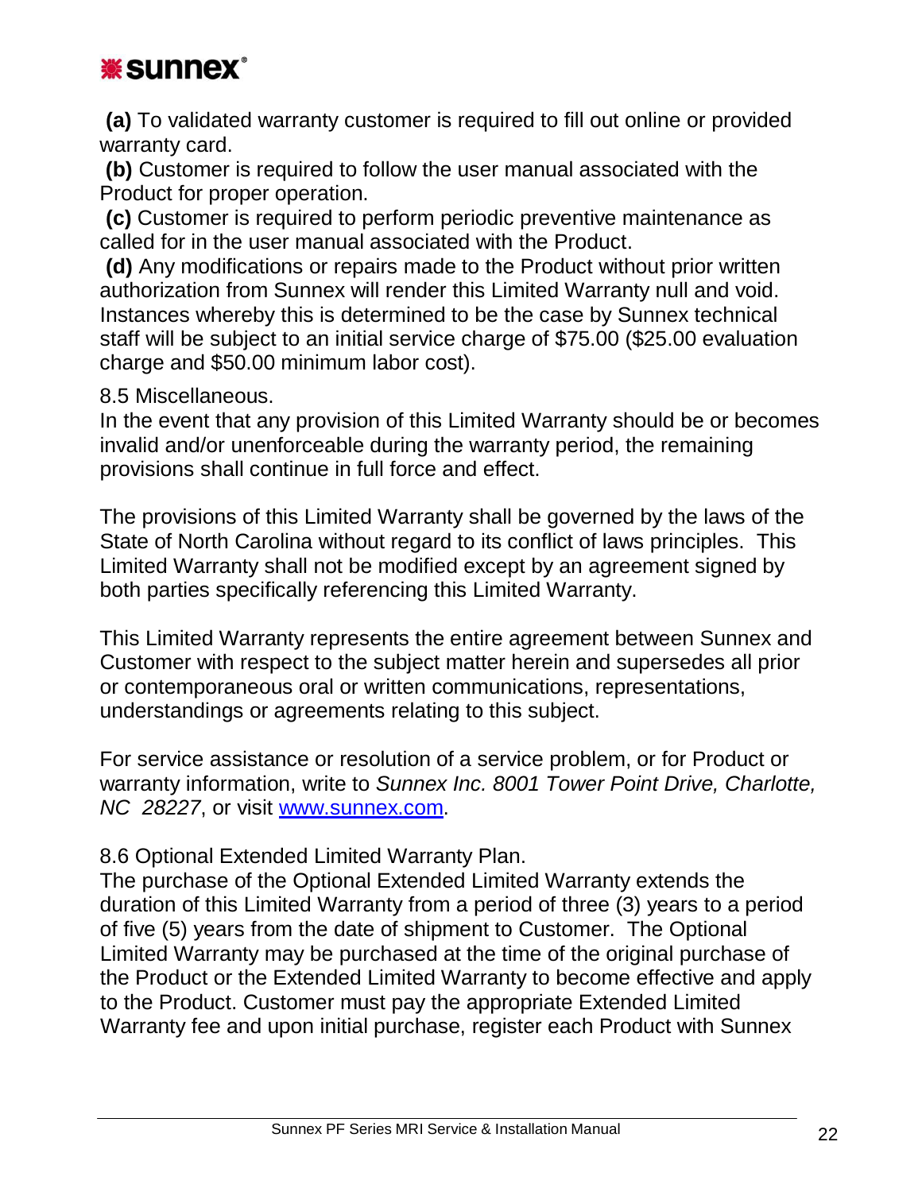**(a)** To validated warranty customer is required to fill out online or provided warranty card.

**(b)** Customer is required to follow the user manual associated with the Product for proper operation.

**(c)** Customer is required to perform periodic preventive maintenance as called for in the user manual associated with the Product.

**(d)** Any modifications or repairs made to the Product without prior written authorization from Sunnex will render this Limited Warranty null and void. Instances whereby this is determined to be the case by Sunnex technical staff will be subject to an initial service charge of $75.00 ($25.00 evaluation charge and $50.00 minimum labor cost).

8.5 Miscellaneous.

In the event that any provision of this Limited Warranty should be or becomes invalid and/or unenforceable during the warranty period, the remaining provisions shall continue in full force and effect.

The provisions of this Limited Warranty shall be governed by the laws of the State of North Carolina without regard to its conflict of laws principles. This Limited Warranty shall not be modified except by an agreement signed by both parties specifically referencing this Limited Warranty.

This Limited Warranty represents the entire agreement between Sunnex and Customer with respect to the subject matter herein and supersedes all prior or contemporaneous oral or written communications, representations, understandings or agreements relating to this subject.

For service assistance or resolution of a service problem, or for Product or warranty information, write to *Sunnex Inc. 8001 Tower Point Drive, Charlotte, NC 28227*, or visit [www.sunnex.com](http://www.sunnex.com).

8.6 Optional Extended Limited Warranty Plan.

The purchase of the Optional Extended Limited Warranty extends the duration of this Limited Warranty from a period of three (3) years to a period of five (5) years from the date of shipment to Customer. The Optional Limited Warranty may be purchased at the time of the original purchase of the Product or the Extended Limited Warranty to become effective and apply to the Product. Customer must pay the appropriate Extended Limited Warranty fee and upon initial purchase, register each Product with Sunnex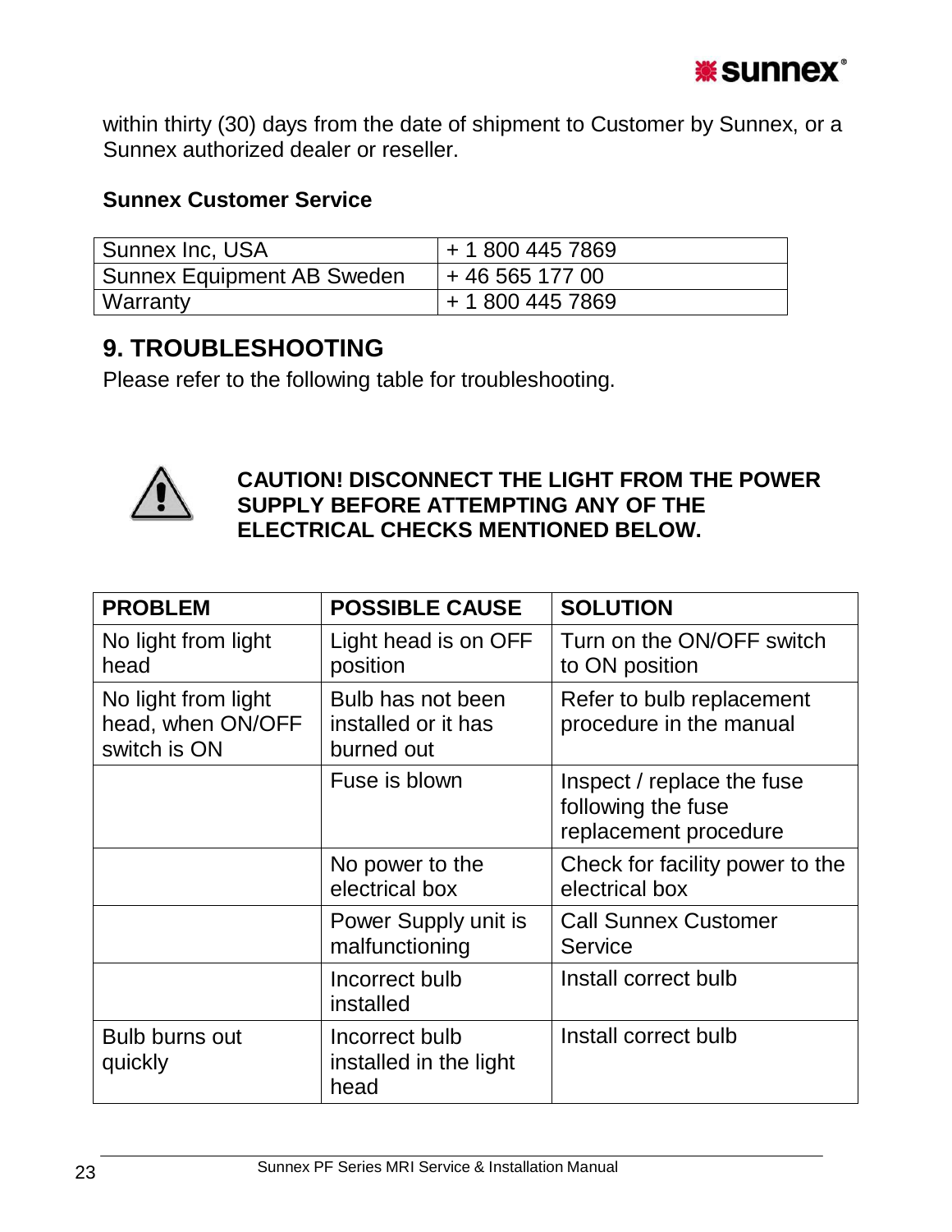within thirty (30) days from the date of shipment to Customer by Sunnex, or a Sunnex authorized dealer or reseller.

**Sunnex Customer Service**

| Sunnex Inc, USA | + 1 800 445 7869 |
|---|---|
| Sunnex Equipment AB Sweden | + 46 565 177 00 |
| Warranty | + 1 800 445 7869 |

## 9. TROUBLESHOOTING

Please refer to the following table for troubleshooting.

**CAUTION! DISCONNECT THE LIGHT FROM THE POWER SUPPLY BEFORE ATTEMPTING ANY OF THE ELECTRICAL CHECKS MENTIONED BELOW.**

| PROBLEM | POSSIBLE CAUSE | SOLUTION |
|---|---|---|
| No light from light head | Light head is on OFF position | Turn on the ON/OFF switch to ON position |
| No light from light head, when ON/OFF switch is ON | Bulb has not been installed or it has burned out | Refer to bulb replacement procedure in the manual |
| | Fuse is blown | Inspect / replace the fuse following the fuse replacement procedure |
| | No power to the electrical box | Check for facility power to the electrical box |
| | Power Supply unit is malfunctioning | Call Sunnex Customer Service |
| | Incorrect bulb installed | Install correct bulb |
| Bulb burns out quickly | Incorrect bulb installed in the light head | Install correct bulb |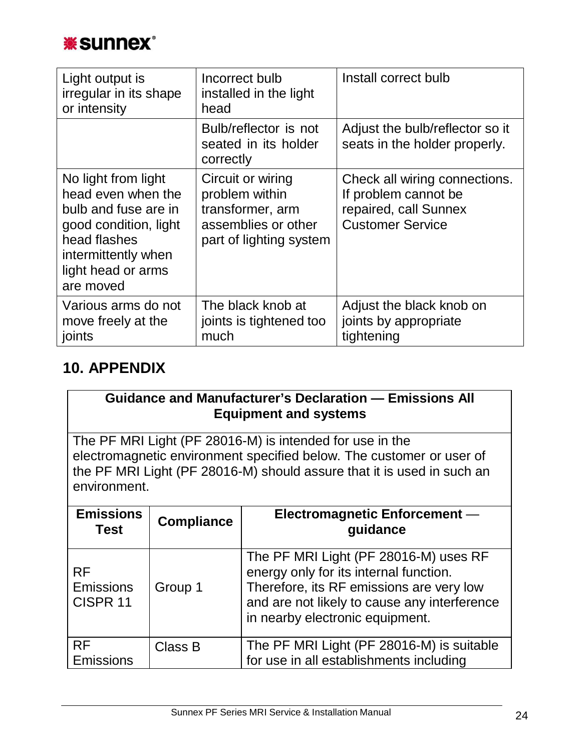| Light output is irregular in its shape or intensity | Incorrect bulb installed in the light head | Install correct bulb |
|---|---|---|
| | Bulb/reflector is not seated in its holder correctly | Adjust the bulb/reflector so it seats in the holder properly. |
| No light from light head even when the bulb and fuse are in good condition, light head flashes intermittently when light head or arms are moved | Circuit or wiring problem within transformer, arm assemblies or other part of lighting system | Check all wiring connections. If problem cannot be repaired, call Sunnex Customer Service |
| Various arms do not move freely at the joints | The black knob at joints is tightened too much | Adjust the black knob on joints by appropriate tightening |

## 10. APPENDIX

| Guidance and Manufacturer's Declaration — Emissions All Equipment and systems | | |
|---|---|---|
| The PF MRI Light (PF 28016-M) is intended for use in the electromagnetic environment specified below. The customer or user of the PF MRI Light (PF 28016-M) should assure that it is used in such an environment. | | |
| **Emissions Test** | **Compliance** | **Electromagnetic Enforcement — guidance** |
| RF Emissions CISPR 11 | Group 1 | The PF MRI Light (PF 28016-M) uses RF energy only for its internal function. Therefore, its RF emissions are very low and are not likely to cause any interference in nearby electronic equipment. |
| RF Emissions | Class B | The PF MRI Light (PF 28016-M) is suitable for use in all establishments including |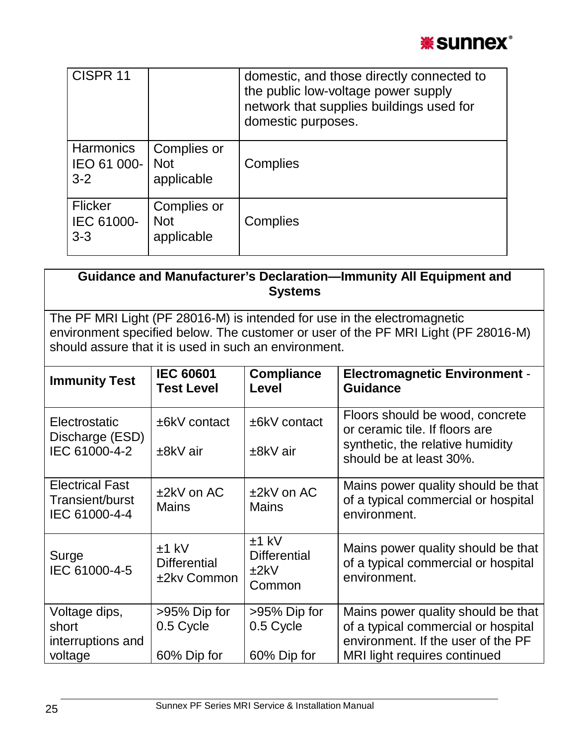| CISPR 11 | | domestic, and those directly connected to the public low-voltage power supply network that supplies buildings used for domestic purposes. |
|---|---|---|
| Harmonics IEO 61 000-3-2 | Complies or Not applicable | Complies |
| Flicker IEC 61000-3-3 | Complies or Not applicable | Complies |

| **Guidance and Manufacturer's Declaration—Immunity All Equipment and Systems** | | | |
|---|---|---|---|
| The PF MRI Light (PF 28016-M) is intended for use in the electromagnetic environment specified below. The customer or user of the PF MRI Light (PF 28016-M) should assure that it is used in such an environment. | | | |
| **Immunity Test** | **IEC 60601 Test Level** | **Compliance Level** | **Electromagnetic Environment - Guidance** |
| Electrostatic Discharge (ESD) IEC 61000-4-2 | ±6kV contact<br><br>±8kV air | ±6kV contact<br><br>±8kV air | Floors should be wood, concrete or ceramic tile. If floors are synthetic, the relative humidity should be at least 30%. |
| Electrical Fast Transient/burst IEC 61000-4-4 | ±2kV on AC Mains | ±2kV on AC Mains | Mains power quality should be that of a typical commercial or hospital environment. |
| Surge IEC 61000-4-5 | ±1 kV Differential ±2kv Common | ±1 kV Differential ±2kV Common | Mains power quality should be that of a typical commercial or hospital environment. |
| Voltage dips, short interruptions and voltage | >95% Dip for 0.5 Cycle<br><br>60% Dip for | >95% Dip for 0.5 Cycle<br><br>60% Dip for | Mains power quality should be that of a typical commercial or hospital environment. If the user of the PF MRI light requires continued |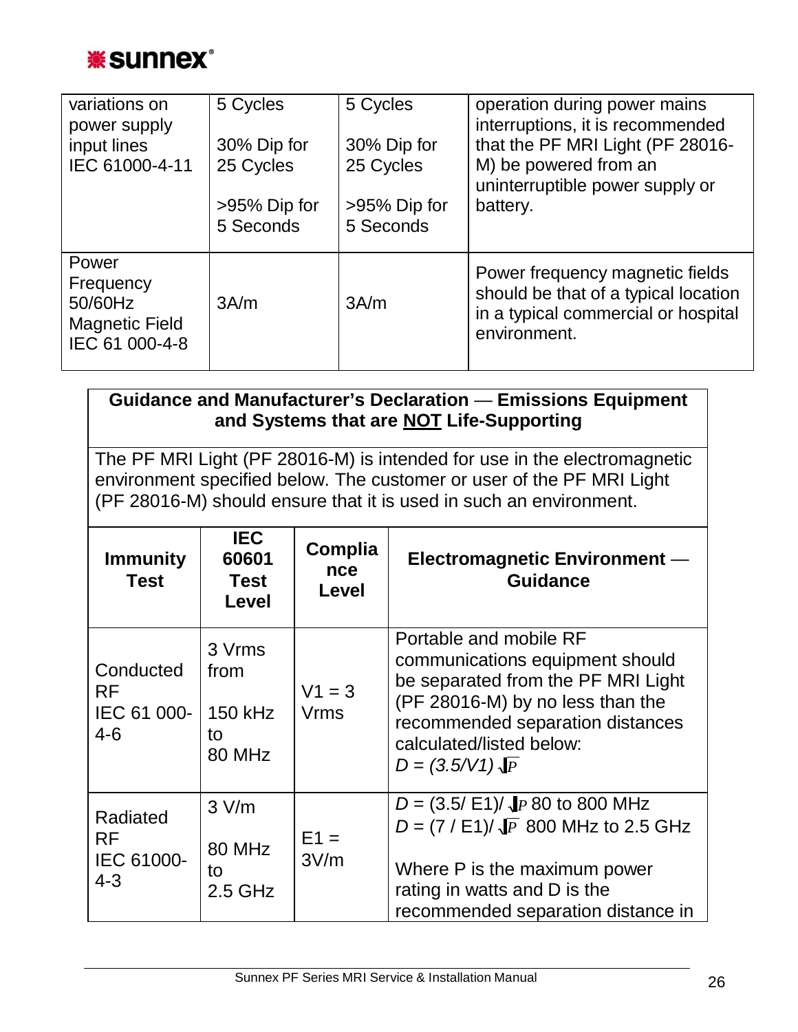| variations on power supply input lines IEC 61000-4-11 | 5 Cycles<br><br>30% Dip for 25 Cycles<br><br>>95% Dip for 5 Seconds | 5 Cycles<br><br>30% Dip for 25 Cycles<br><br>>95% Dip for 5 Seconds | operation during power mains interruptions, it is recommended that the PF MRI Light (PF 28016-M) be powered from an uninterruptible power supply or battery. |
|---|---|---|---|
| Power Frequency 50/60Hz Magnetic Field IEC 61 000-4-8 | 3A/m | 3A/m | Power frequency magnetic fields should be that of a typical location in a typical commercial or hospital environment. |

**Guidance and Manufacturer's Declaration — Emissions Equipment and Systems that are NOT Life-Supporting**

The PF MRI Light (PF 28016-M) is intended for use in the electromagnetic environment specified below. The customer or user of the PF MRI Light (PF 28016-M) should ensure that it is used in such an environment.

| Immunity Test | IEC 60601 Test Level | Compliance Level | Electromagnetic Environment — Guidance |
|---|---|---|---|
| Conducted RF IEC 61 000-4-6 | 3 Vrms from<br><br>150 kHz to 80 MHz | V1 = 3 Vrms | Portable and mobile RF communications equipment should be separated from the PF MRI Light (PF 28016-M) by no less than the recommended separation distances calculated/listed below:<br>$D = (3.5/V1)\sqrt{P}$ |
| Radiated RF IEC 61000-4-3 | 3 V/m<br><br>80 MHz to 2.5 GHz | E1 = 3V/m | $D = (3.5/E1)/\sqrt{P}$ 80 to 800 MHz<br>$D = (7/E1)/\sqrt{P}$ 800 MHz to 2.5 GHz<br><br>Where P is the maximum power rating in watts and D is the recommended separation distance in |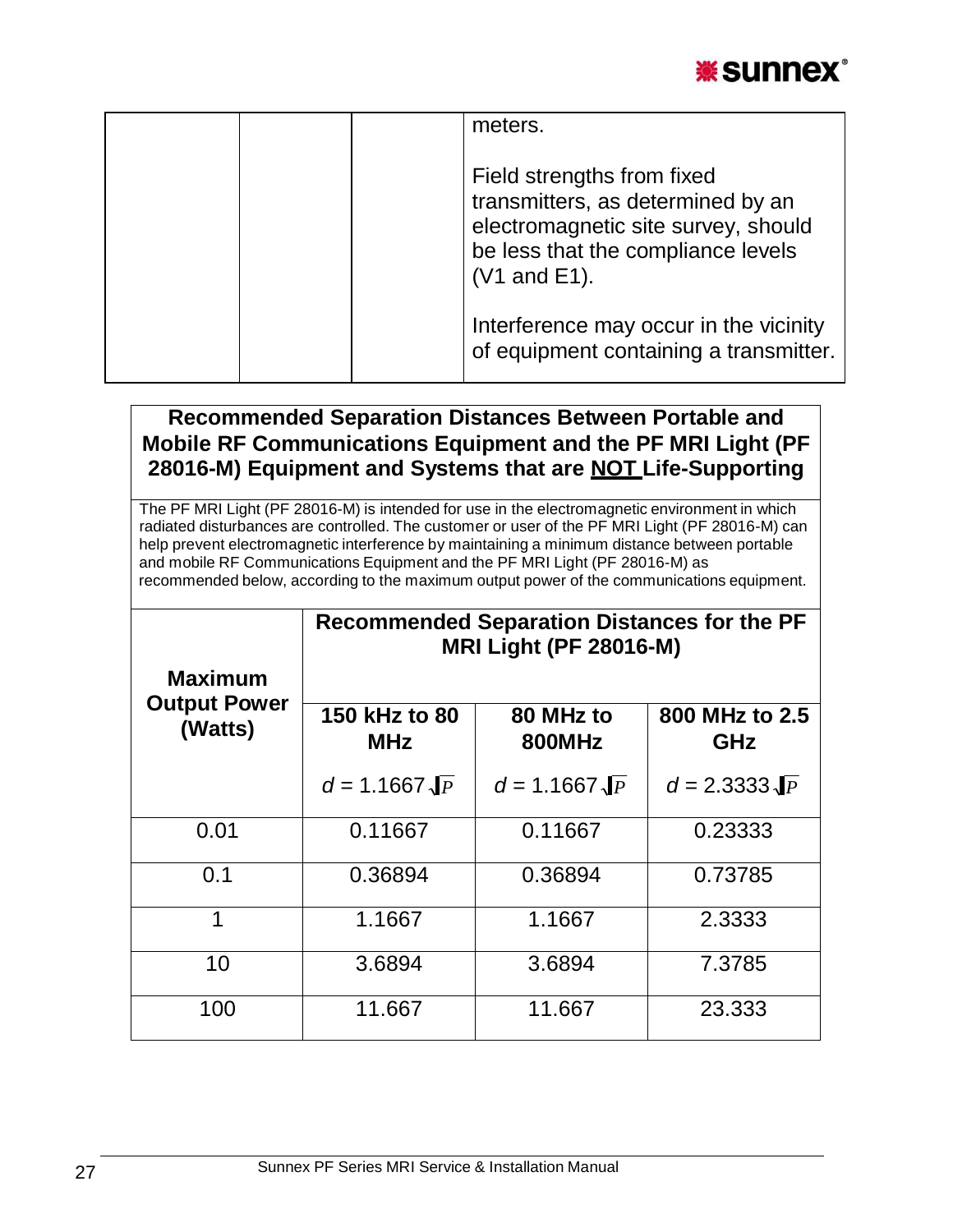| | | | meters.<br><br>Field strengths from fixed transmitters, as determined by an electromagnetic site survey, should be less that the compliance levels (V1 and E1).<br><br>Interference may occur in the vicinity of equipment containing a transmitter. |
|---|---|---|---|

**Recommended Separation Distances Between Portable and Mobile RF Communications Equipment and the PF MRI Light (PF 28016-M) Equipment and Systems that are <u>NOT</u> Life-Supporting**

The PF MRI Light (PF 28016-M) is intended for use in the electromagnetic environment in which radiated disturbances are controlled. The customer or user of the PF MRI Light (PF 28016-M) can help prevent electromagnetic interference by maintaining a minimum distance between portable and mobile RF Communications Equipment and the PF MRI Light (PF 28016-M) as recommended below, according to the maximum output power of the communications equipment.

| Maximum Output Power (Watts) | Recommended Separation Distances for the PF MRI Light (PF 28016-M) | | |
|---|---|---|---|
| | 150 kHz to 80 MHz<br>$d = 1.1667\sqrt{P}$ | 80 MHz to 800MHz<br>$d = 1.1667\sqrt{P}$ | 800 MHz to 2.5 GHz<br>$d = 2.3333\sqrt{P}$ |
| 0.01 | 0.11667 | 0.11667 | 0.23333 |
| 0.1 | 0.36894 | 0.36894 | 0.73785 |
| 1 | 1.1667 | 1.1667 | 2.3333 |
| 10 | 3.6894 | 3.6894 | 7.3785 |
| 100 | 11.667 | 11.667 | 23.333 |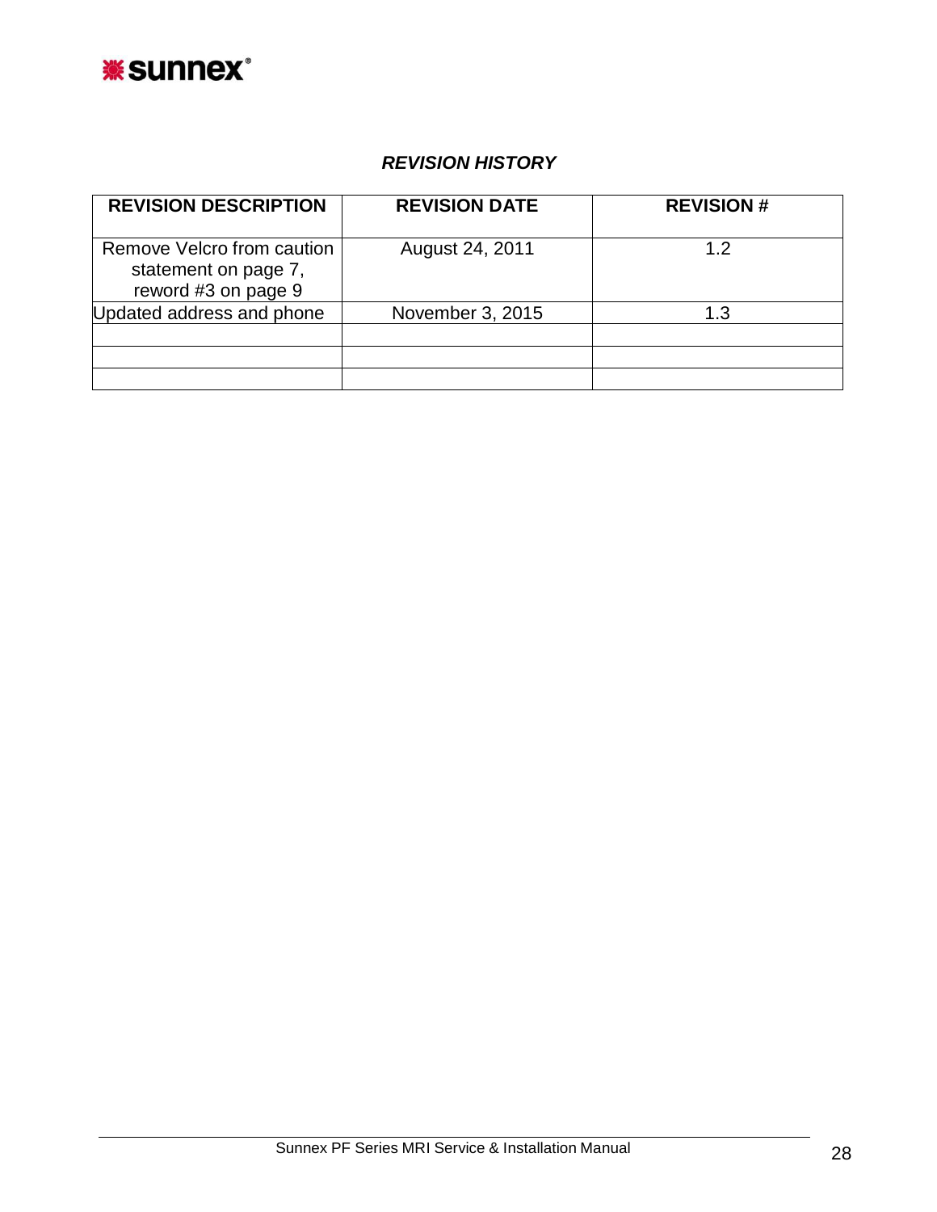***REVISION HISTORY***

| REVISION DESCRIPTION | REVISION DATE | REVISION # |
| --- | --- | --- |
| Remove Velcro from caution statement on page 7, reword #3 on page 9 | August 24, 2011 | 1.2 |
| Updated address and phone | November 3, 2015 | 1.3 |
| | | |
| | | |
| | | |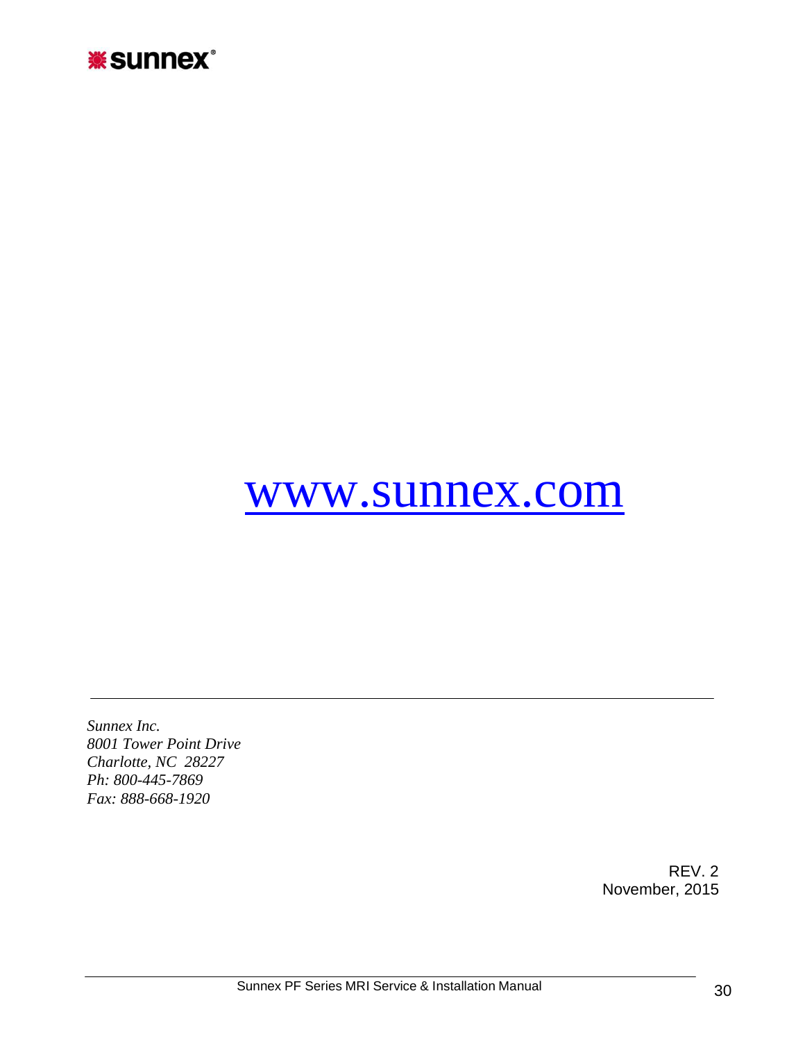sunnex®

[www.sunnex.com](http://www.sunnex.com)

---

*Sunnex Inc.*
*8001 Tower Point Drive*
*Charlotte, NC 28227*
*Ph: 800-445-7869*
*Fax: 888-668-1920*

REV. 2
November, 2015